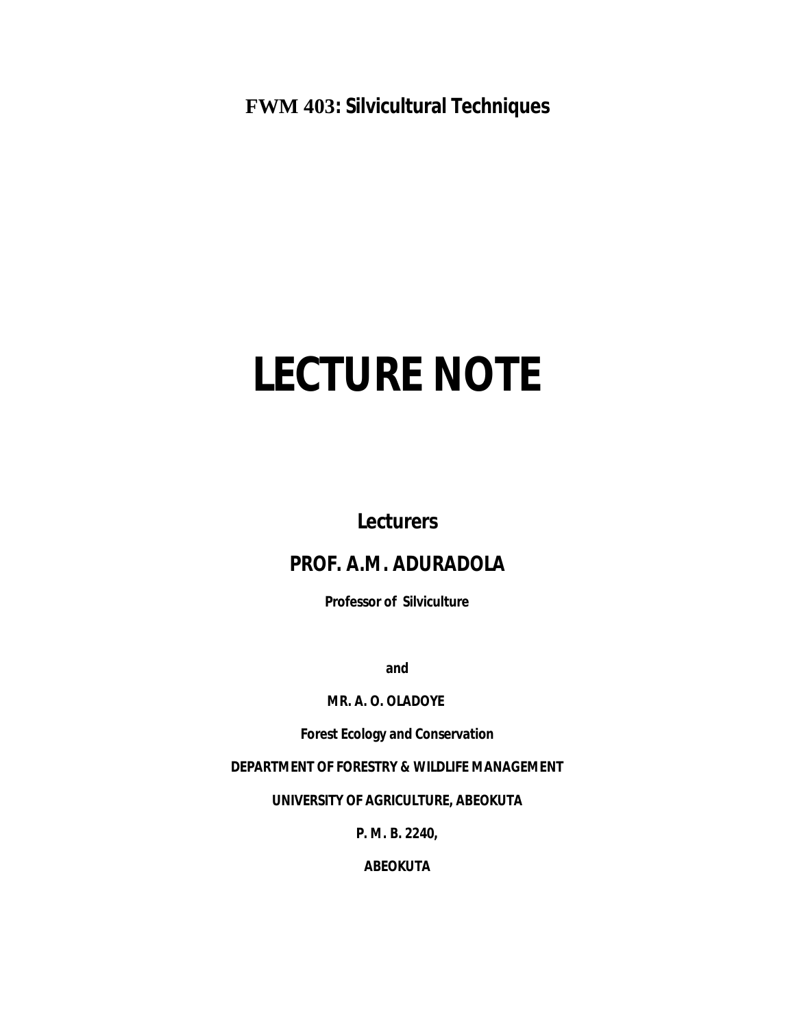**FWM 403: Silvicultural Techniques**

# LECTURE NOTE

**Lecturers**

## PROF. A.M. ADURADOLA

**Professor of Silviculture**

**and**

**MR. A. O. OLADOYE**

**Forest Ecology and Conservation**

**DEPARTMENT OF FORESTRY & WILDLIFE MANAGEMENT**

**UNIVERSITY OF AGRICULTURE, ABEOKUTA**

**P. M. B. 2240,**

**ABEOKUTA**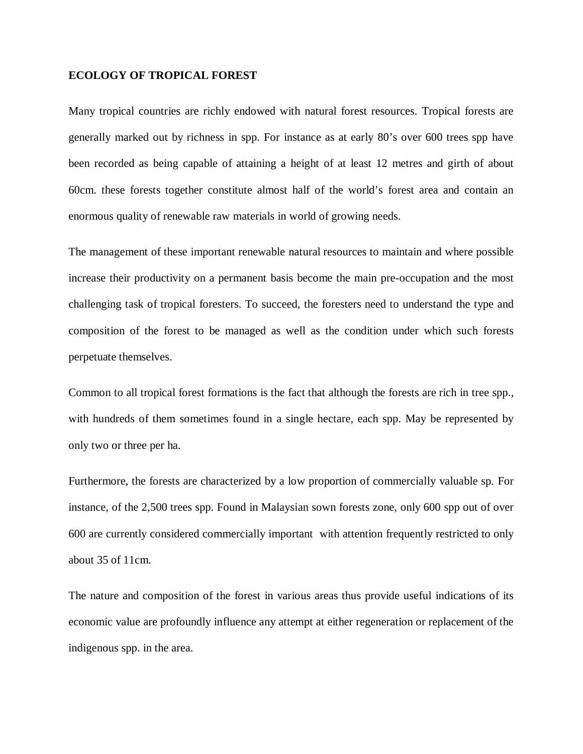**ECOLOGY OF TROPICAL FOREST**

Many tropical countries are richly endowed with natural forest resources. Tropical forests are generally marked out by richness in spp. For instance as at early 80's over 600 trees spp have been recorded as being capable of attaining a height of at least 12 metres and girth of about 60cm. these forests together constitute almost half of the world's forest area and contain an enormous quality of renewable raw materials in world of growing needs.

The management of these important renewable natural resources to maintain and where possible increase their productivity on a permanent basis become the main pre-occupation and the most challenging task of tropical foresters. To succeed, the foresters need to understand the type and composition of the forest to be managed as well as the condition under which such forests perpetuate themselves.

Common to all tropical forest formations is the fact that although the forests are rich in tree spp., with hundreds of them sometimes found in a single hectare, each spp. May be represented by only two or three per ha.

Furthermore, the forests are characterized by a low proportion of commercially valuable sp. For instance, of the 2,500 trees spp. Found in Malaysian sown forests zone, only 600 spp out of over 600 are currently considered commercially important with attention frequently restricted to only about 35 of 11cm.

The nature and composition of the forest in various areas thus provide useful indications of its economic value are profoundly influence any attempt at either regeneration or replacement of the indigenous spp. in the area.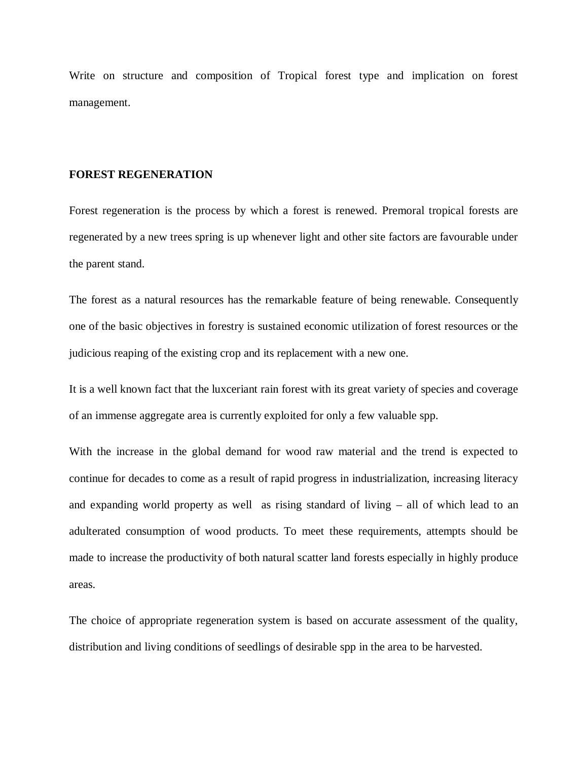Write on structure and composition of Tropical forest type and implication on forest management.

**FOREST REGENERATION**

Forest regeneration is the process by which a forest is renewed. Premoral tropical forests are regenerated by a new trees spring is up whenever light and other site factors are favourable under the parent stand.

The forest as a natural resources has the remarkable feature of being renewable. Consequently one of the basic objectives in forestry is sustained economic utilization of forest resources or the judicious reaping of the existing crop and its replacement with a new one.

It is a well known fact that the luxceriant rain forest with its great variety of species and coverage of an immense aggregate area is currently exploited for only a few valuable spp.

With the increase in the global demand for wood raw material and the trend is expected to continue for decades to come as a result of rapid progress in industrialization, increasing literacy and expanding world property as well as rising standard of living – all of which lead to an adulterated consumption of wood products. To meet these requirements, attempts should be made to increase the productivity of both natural scatter land forests especially in highly produce areas.

The choice of appropriate regeneration system is based on accurate assessment of the quality, distribution and living conditions of seedlings of desirable spp in the area to be harvested.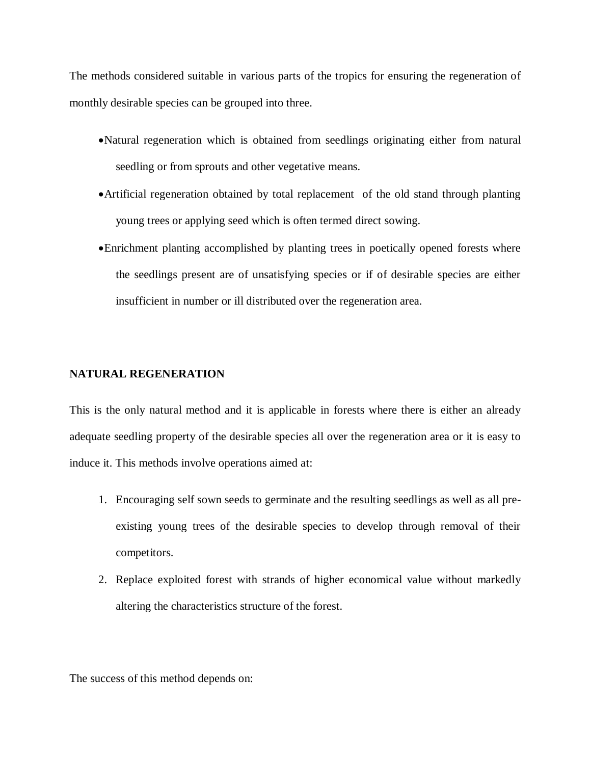The methods considered suitable in various parts of the tropics for ensuring the regeneration of monthly desirable species can be grouped into three.

- Natural regeneration which is obtained from seedlings originating either from natural seedling or from sprouts and other vegetative means.
- Artificial regeneration obtained by total replacement of the old stand through planting young trees or applying seed which is often termed direct sowing.
- Enrichment planting accomplished by planting trees in poetically opened forests where the seedlings present are of unsatisfying species or if of desirable species are either insufficient in number or ill distributed over the regeneration area.

**NATURAL REGENERATION**

This is the only natural method and it is applicable in forests where there is either an already adequate seedling property of the desirable species all over the regeneration area or it is easy to induce it. This methods involve operations aimed at:

1. Encouraging self sown seeds to germinate and the resulting seedlings as well as all pre-existing young trees of the desirable species to develop through removal of their competitors.
2. Replace exploited forest with strands of higher economical value without markedly altering the characteristics structure of the forest.

The success of this method depends on: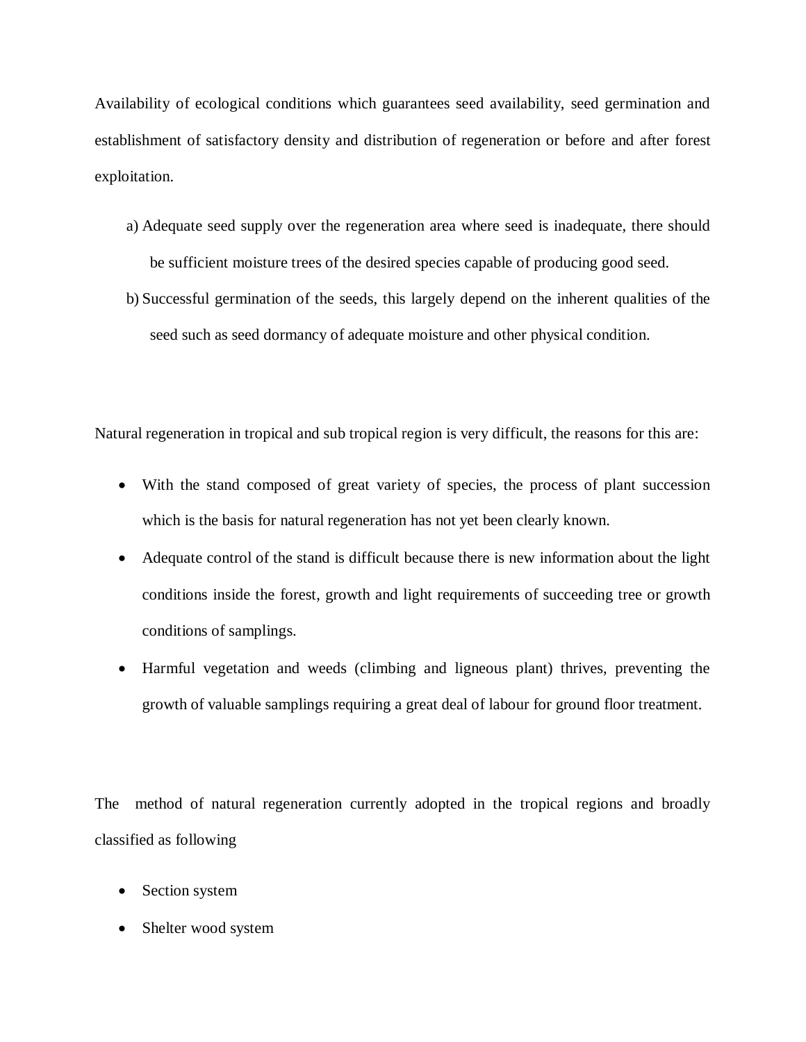Availability of ecological conditions which guarantees seed availability, seed germination and establishment of satisfactory density and distribution of regeneration or before and after forest exploitation.

a) Adequate seed supply over the regeneration area where seed is inadequate, there should be sufficient moisture trees of the desired species capable of producing good seed.
b) Successful germination of the seeds, this largely depend on the inherent qualities of the seed such as seed dormancy of adequate moisture and other physical condition.

Natural regeneration in tropical and sub tropical region is very difficult, the reasons for this are:

- With the stand composed of great variety of species, the process of plant succession which is the basis for natural regeneration has not yet been clearly known.
- Adequate control of the stand is difficult because there is new information about the light conditions inside the forest, growth and light requirements of succeeding tree or growth conditions of samplings.
- Harmful vegetation and weeds (climbing and ligneous plant) thrives, preventing the growth of valuable samplings requiring a great deal of labour for ground floor treatment.

The method of natural regeneration currently adopted in the tropical regions and broadly classified as following

- Section system
- Shelter wood system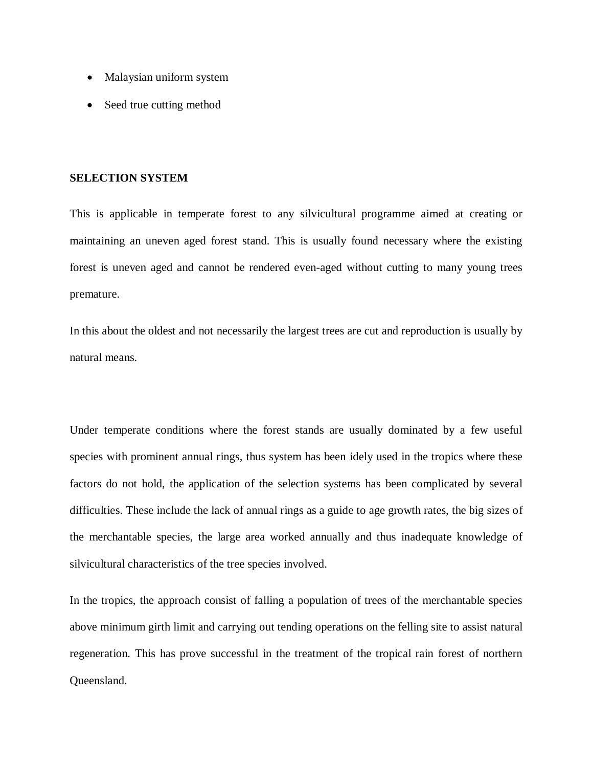- Malaysian uniform system
- Seed true cutting method

**SELECTION SYSTEM**

This is applicable in temperate forest to any silvicultural programme aimed at creating or maintaining an uneven aged forest stand. This is usually found necessary where the existing forest is uneven aged and cannot be rendered even-aged without cutting to many young trees premature.

In this about the oldest and not necessarily the largest trees are cut and reproduction is usually by natural means.

Under temperate conditions where the forest stands are usually dominated by a few useful species with prominent annual rings, thus system has been idely used in the tropics where these factors do not hold, the application of the selection systems has been complicated by several difficulties. These include the lack of annual rings as a guide to age growth rates, the big sizes of the merchantable species, the large area worked annually and thus inadequate knowledge of silvicultural characteristics of the tree species involved.

In the tropics, the approach consist of falling a population of trees of the merchantable species above minimum girth limit and carrying out tending operations on the felling site to assist natural regeneration. This has prove successful in the treatment of the tropical rain forest of northern Queensland.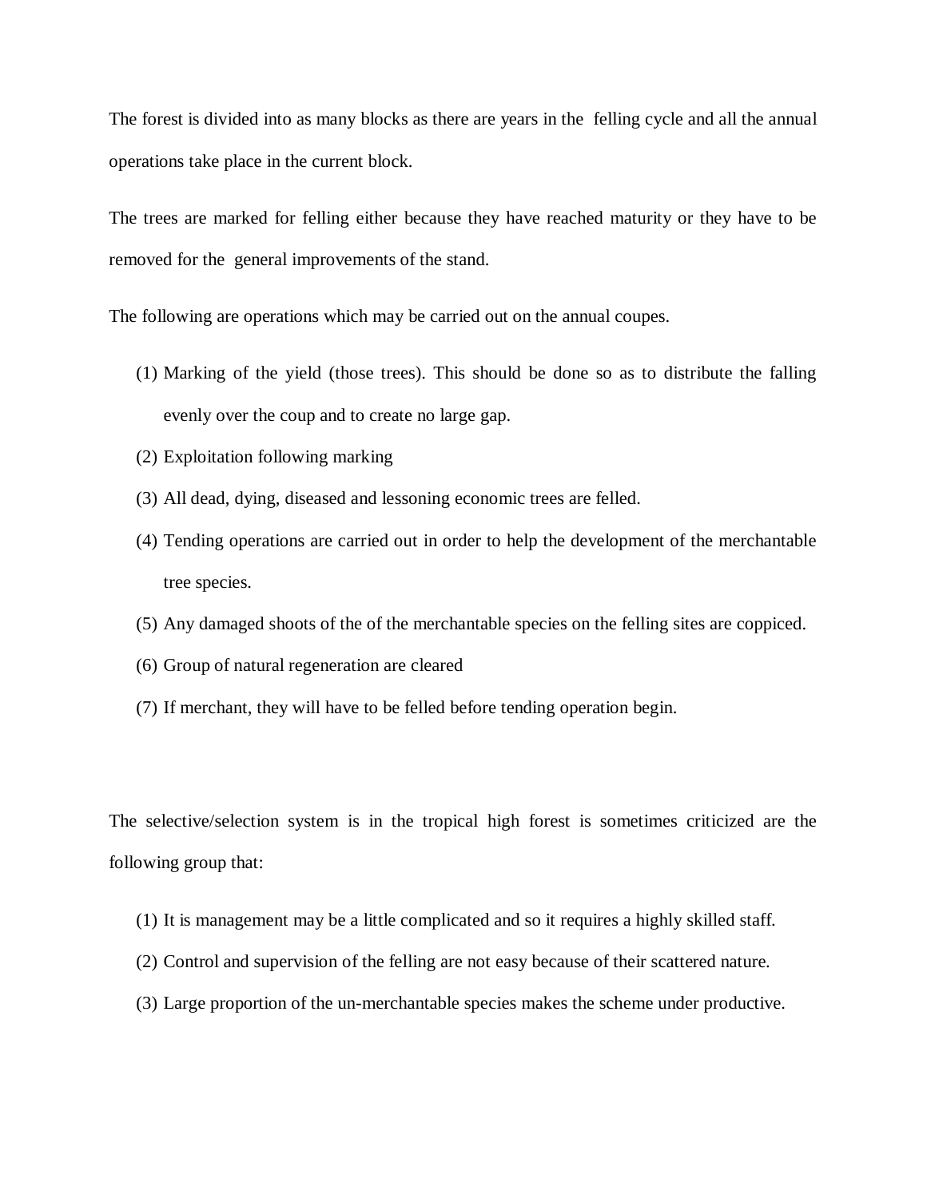The forest is divided into as many blocks as there are years in the felling cycle and all the annual operations take place in the current block.

The trees are marked for felling either because they have reached maturity or they have to be removed for the general improvements of the stand.

The following are operations which may be carried out on the annual coupes.

(1) Marking of the yield (those trees). This should be done so as to distribute the falling evenly over the coup and to create no large gap.
(2) Exploitation following marking
(3) All dead, dying, diseased and lessoning economic trees are felled.
(4) Tending operations are carried out in order to help the development of the merchantable tree species.
(5) Any damaged shoots of the of the merchantable species on the felling sites are coppiced.
(6) Group of natural regeneration are cleared
(7) If merchant, they will have to be felled before tending operation begin.

The selective/selection system is in the tropical high forest is sometimes criticized are the following group that:

(1) It is management may be a little complicated and so it requires a highly skilled staff.
(2) Control and supervision of the felling are not easy because of their scattered nature.
(3) Large proportion of the un-merchantable species makes the scheme under productive.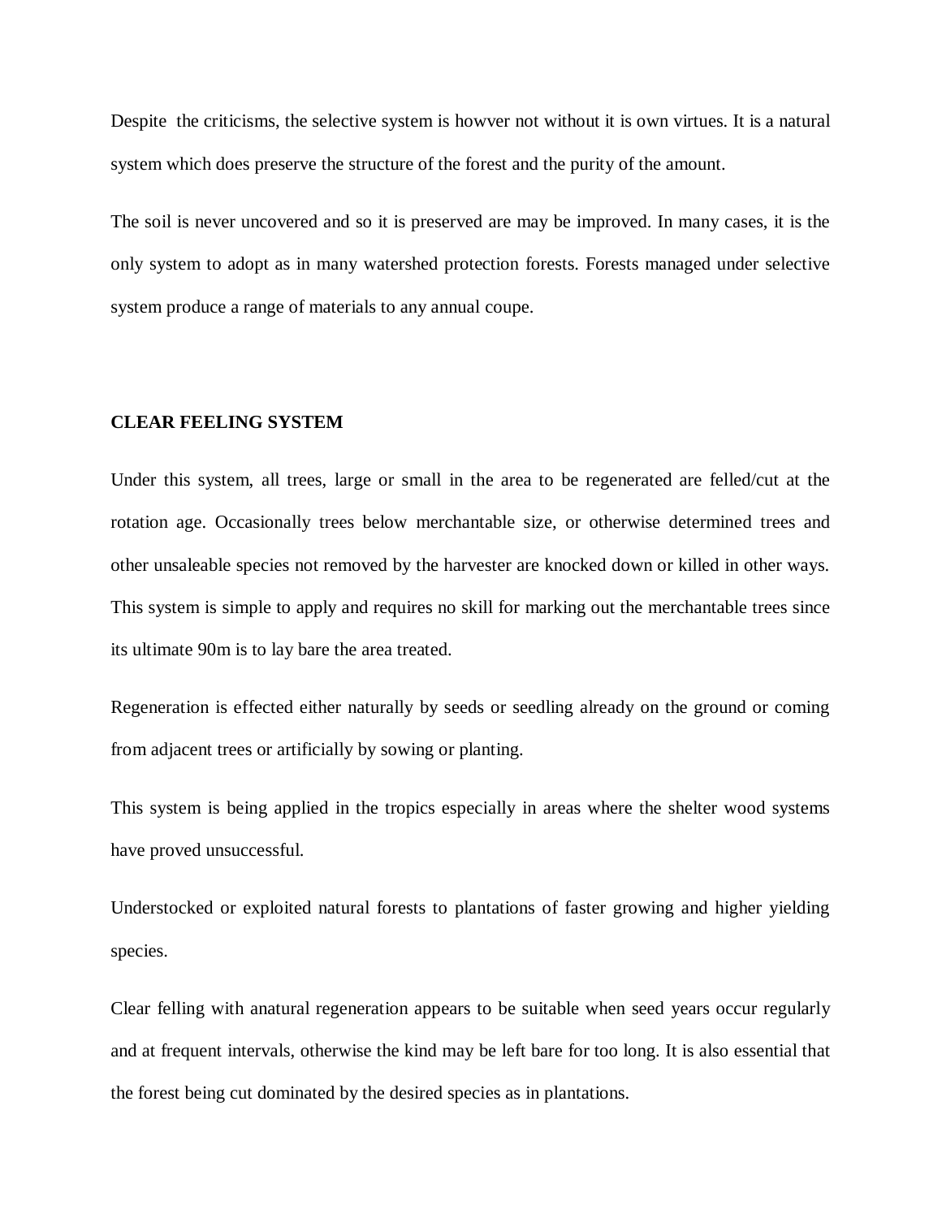Despite the criticisms, the selective system is howver not without it is own virtues. It is a natural system which does preserve the structure of the forest and the purity of the amount.

The soil is never uncovered and so it is preserved are may be improved. In many cases, it is the only system to adopt as in many watershed protection forests. Forests managed under selective system produce a range of materials to any annual coupe.

**CLEAR FEELING SYSTEM**

Under this system, all trees, large or small in the area to be regenerated are felled/cut at the rotation age. Occasionally trees below merchantable size, or otherwise determined trees and other unsaleable species not removed by the harvester are knocked down or killed in other ways. This system is simple to apply and requires no skill for marking out the merchantable trees since its ultimate 90m is to lay bare the area treated.

Regeneration is effected either naturally by seeds or seedling already on the ground or coming from adjacent trees or artificially by sowing or planting.

This system is being applied in the tropics especially in areas where the shelter wood systems have proved unsuccessful.

Understocked or exploited natural forests to plantations of faster growing and higher yielding species.

Clear felling with anatural regeneration appears to be suitable when seed years occur regularly and at frequent intervals, otherwise the kind may be left bare for too long. It is also essential that the forest being cut dominated by the desired species as in plantations.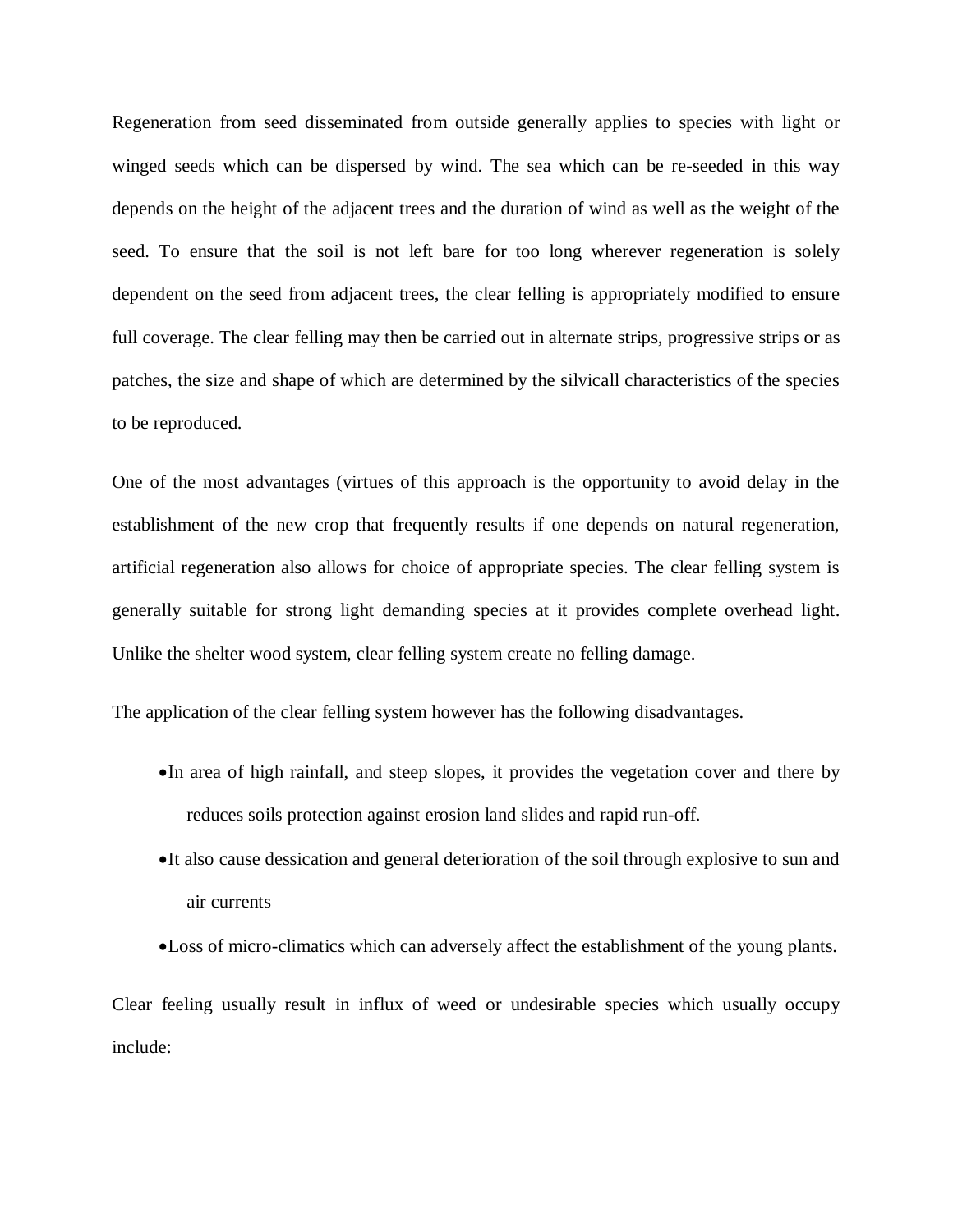Regeneration from seed disseminated from outside generally applies to species with light or winged seeds which can be dispersed by wind. The sea which can be re-seeded in this way depends on the height of the adjacent trees and the duration of wind as well as the weight of the seed. To ensure that the soil is not left bare for too long wherever regeneration is solely dependent on the seed from adjacent trees, the clear felling is appropriately modified to ensure full coverage. The clear felling may then be carried out in alternate strips, progressive strips or as patches, the size and shape of which are determined by the silvicall characteristics of the species to be reproduced.

One of the most advantages (virtues of this approach is the opportunity to avoid delay in the establishment of the new crop that frequently results if one depends on natural regeneration, artificial regeneration also allows for choice of appropriate species. The clear felling system is generally suitable for strong light demanding species at it provides complete overhead light. Unlike the shelter wood system, clear felling system create no felling damage.

The application of the clear felling system however has the following disadvantages.

- In area of high rainfall, and steep slopes, it provides the vegetation cover and there by reduces soils protection against erosion land slides and rapid run-off.
- It also cause dessication and general deterioration of the soil through explosive to sun and air currents
- Loss of micro-climatics which can adversely affect the establishment of the young plants.

Clear feeling usually result in influx of weed or undesirable species which usually occupy include: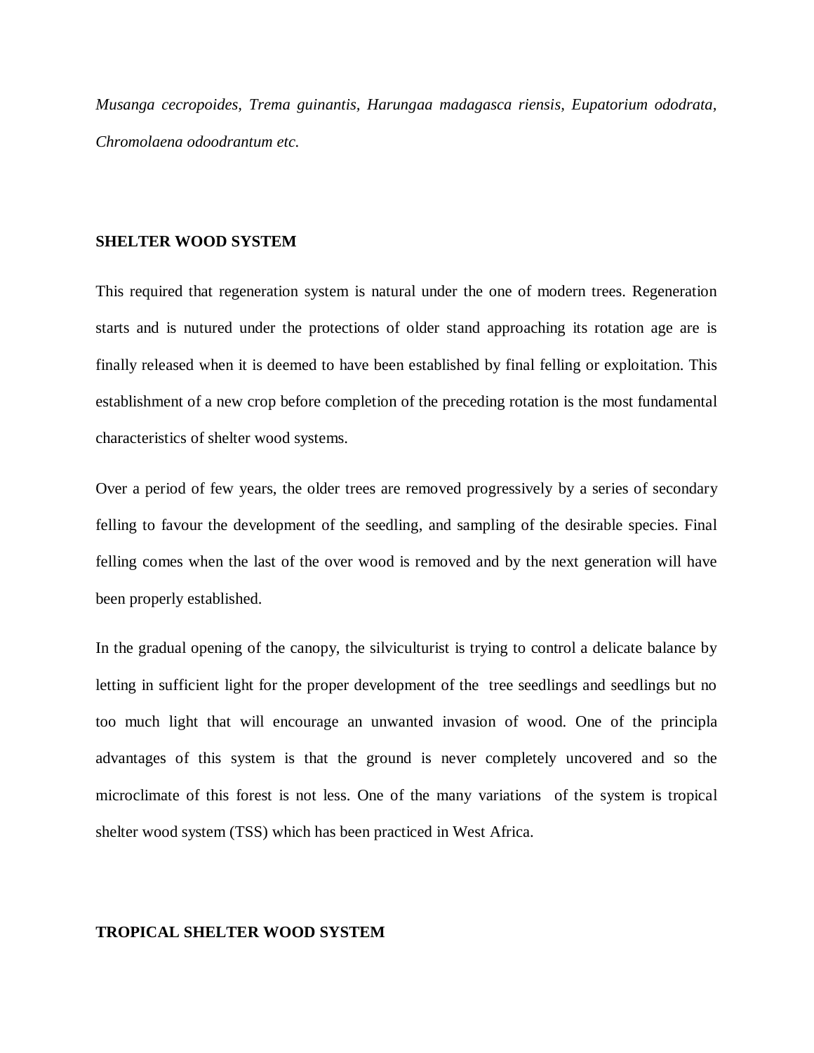*Musanga cecropoides, Trema guinantis, Harungaa madagasca riensis, Eupatorium ododrata, Chromolaena odoodrantum etc.*

**SHELTER WOOD SYSTEM**

This required that regeneration system is natural under the one of modern trees. Regeneration starts and is nutured under the protections of older stand approaching its rotation age are is finally released when it is deemed to have been established by final felling or exploitation. This establishment of a new crop before completion of the preceding rotation is the most fundamental characteristics of shelter wood systems.

Over a period of few years, the older trees are removed progressively by a series of secondary felling to favour the development of the seedling, and sampling of the desirable species. Final felling comes when the last of the over wood is removed and by the next generation will have been properly established.

In the gradual opening of the canopy, the silviculturist is trying to control a delicate balance by letting in sufficient light for the proper development of the tree seedlings and seedlings but no too much light that will encourage an unwanted invasion of wood. One of the principla advantages of this system is that the ground is never completely uncovered and so the microclimate of this forest is not less. One of the many variations of the system is tropical shelter wood system (TSS) which has been practiced in West Africa.

**TROPICAL SHELTER WOOD SYSTEM**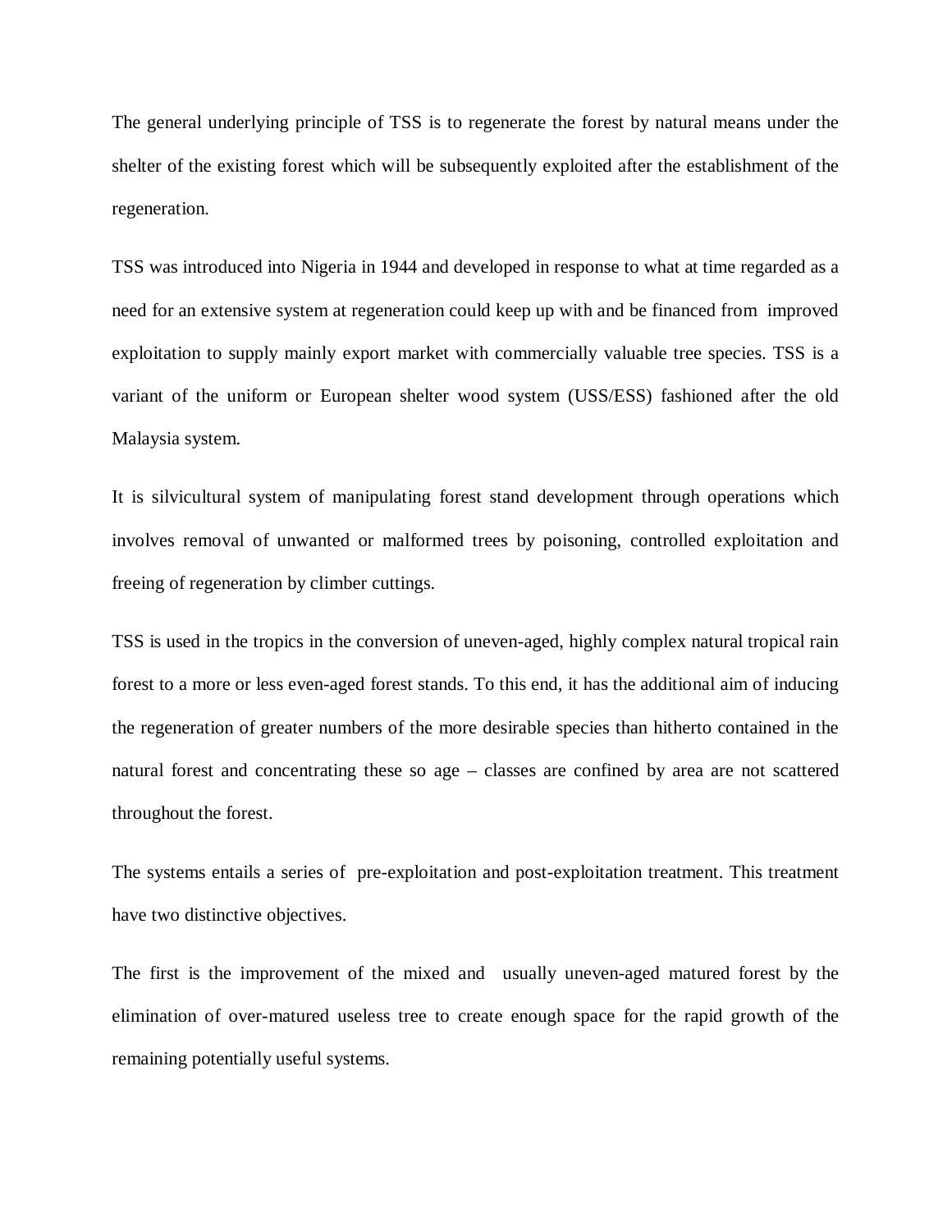The general underlying principle of TSS is to regenerate the forest by natural means under the shelter of the existing forest which will be subsequently exploited after the establishment of the regeneration.

TSS was introduced into Nigeria in 1944 and developed in response to what at time regarded as a need for an extensive system at regeneration could keep up with and be financed from improved exploitation to supply mainly export market with commercially valuable tree species. TSS is a variant of the uniform or European shelter wood system (USS/ESS) fashioned after the old Malaysia system.

It is silvicultural system of manipulating forest stand development through operations which involves removal of unwanted or malformed trees by poisoning, controlled exploitation and freeing of regeneration by climber cuttings.

TSS is used in the tropics in the conversion of uneven-aged, highly complex natural tropical rain forest to a more or less even-aged forest stands. To this end, it has the additional aim of inducing the regeneration of greater numbers of the more desirable species than hitherto contained in the natural forest and concentrating these so age – classes are confined by area are not scattered throughout the forest.

The systems entails a series of pre-exploitation and post-exploitation treatment. This treatment have two distinctive objectives.

The first is the improvement of the mixed and usually uneven-aged matured forest by the elimination of over-matured useless tree to create enough space for the rapid growth of the remaining potentially useful systems.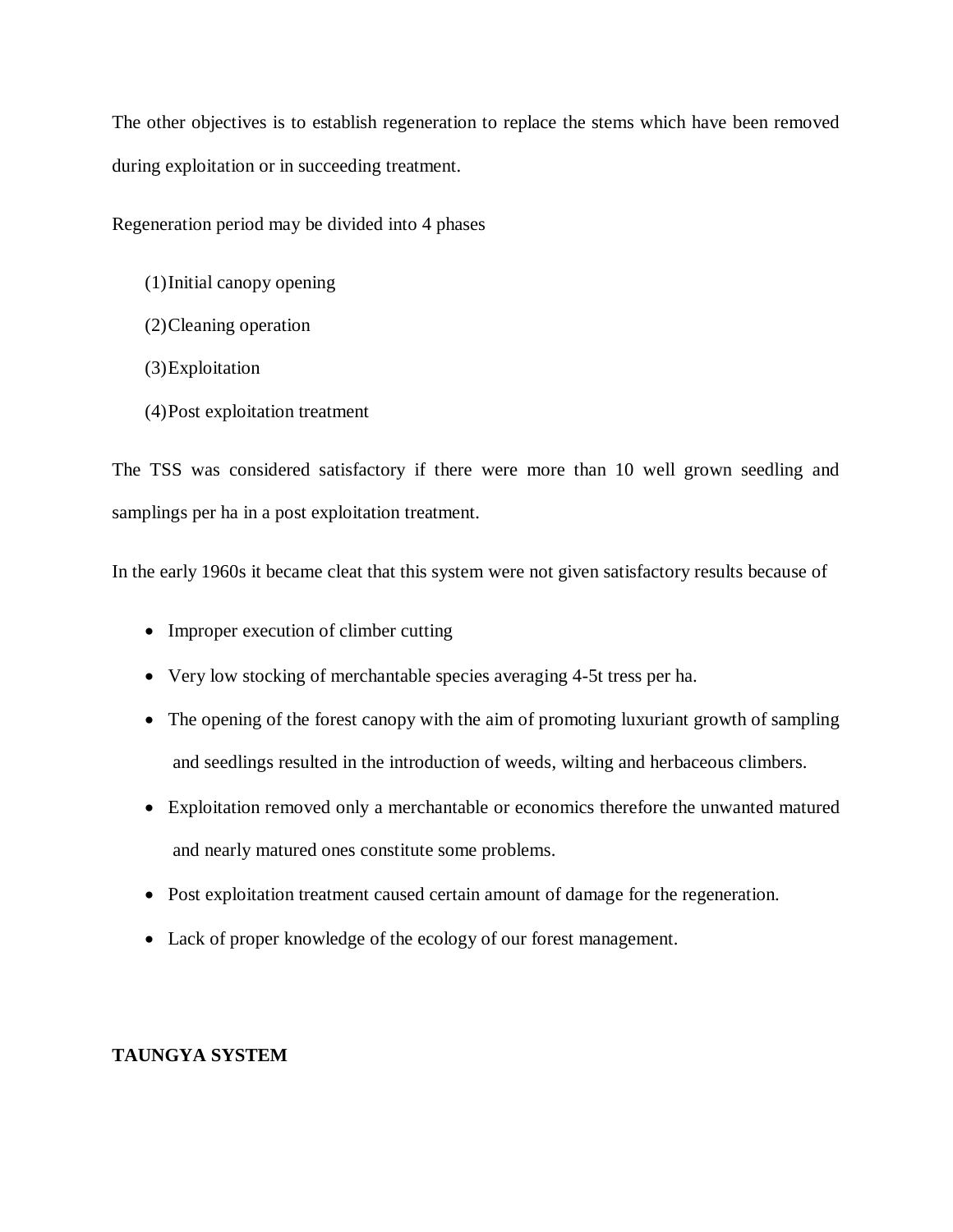The other objectives is to establish regeneration to replace the stems which have been removed during exploitation or in succeeding treatment.

Regeneration period may be divided into 4 phases

(1) Initial canopy opening

(2) Cleaning operation

(3) Exploitation

(4) Post exploitation treatment

The TSS was considered satisfactory if there were more than 10 well grown seedling and samplings per ha in a post exploitation treatment.

In the early 1960s it became cleat that this system were not given satisfactory results because of

- Improper execution of climber cutting
- Very low stocking of merchantable species averaging 4-5t tress per ha.
- The opening of the forest canopy with the aim of promoting luxuriant growth of sampling and seedlings resulted in the introduction of weeds, wilting and herbaceous climbers.
- Exploitation removed only a merchantable or economics therefore the unwanted matured and nearly matured ones constitute some problems.
- Post exploitation treatment caused certain amount of damage for the regeneration.
- Lack of proper knowledge of the ecology of our forest management.

**TAUNGYA SYSTEM**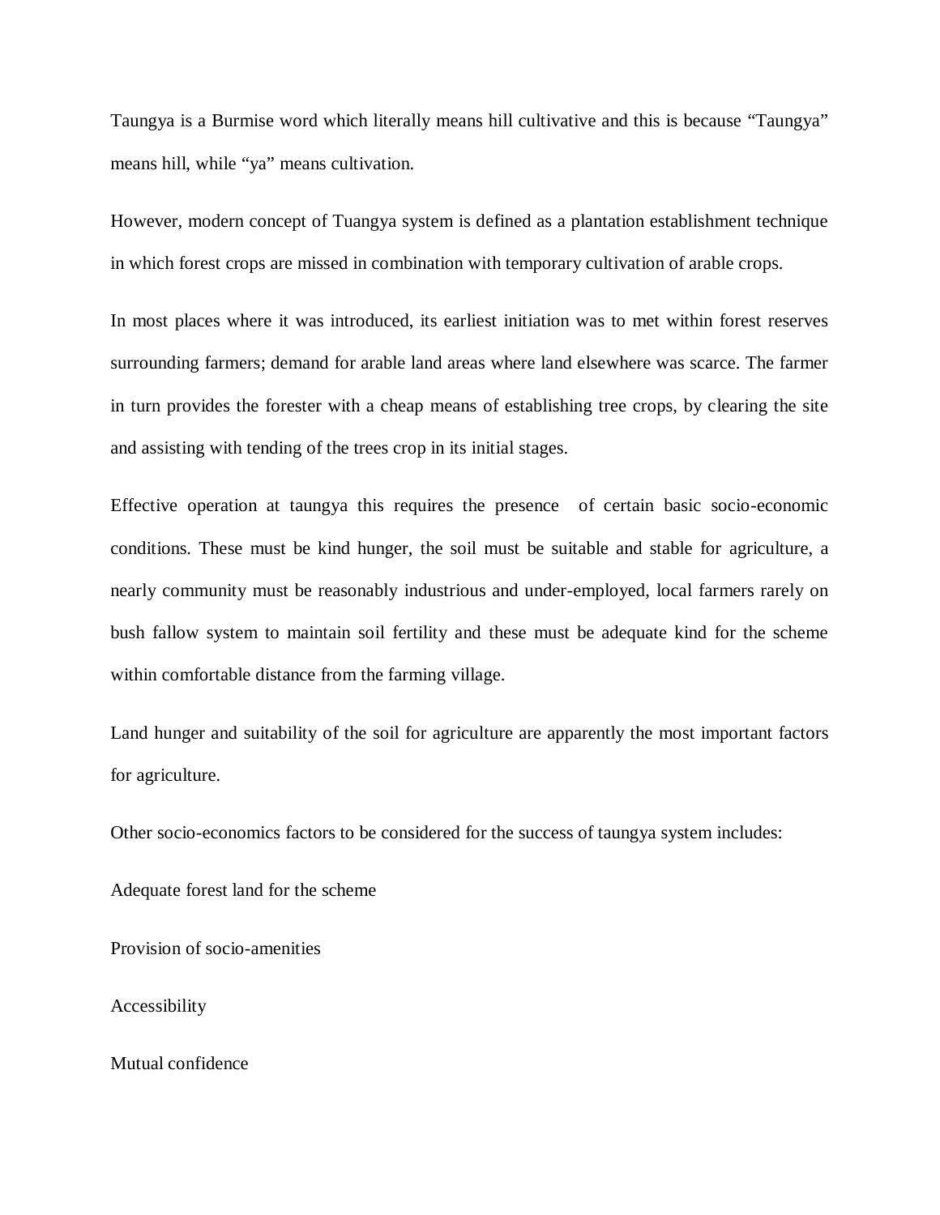Taungya is a Burmise word which literally means hill cultivative and this is because “Taungya” means hill, while “ya” means cultivation.

However, modern concept of Tuangya system is defined as a plantation establishment technique in which forest crops are missed in combination with temporary cultivation of arable crops.

In most places where it was introduced, its earliest initiation was to met within forest reserves surrounding farmers; demand for arable land areas where land elsewhere was scarce. The farmer in turn provides the forester with a cheap means of establishing tree crops, by clearing the site and assisting with tending of the trees crop in its initial stages.

Effective operation at taungya this requires the presence of certain basic socio-economic conditions. These must be kind hunger, the soil must be suitable and stable for agriculture, a nearly community must be reasonably industrious and under-employed, local farmers rarely on bush fallow system to maintain soil fertility and these must be adequate kind for the scheme within comfortable distance from the farming village.

Land hunger and suitability of the soil for agriculture are apparently the most important factors for agriculture.

Other socio-economics factors to be considered for the success of taungya system includes:

Adequate forest land for the scheme

Provision of socio-amenities

Accessibility

Mutual confidence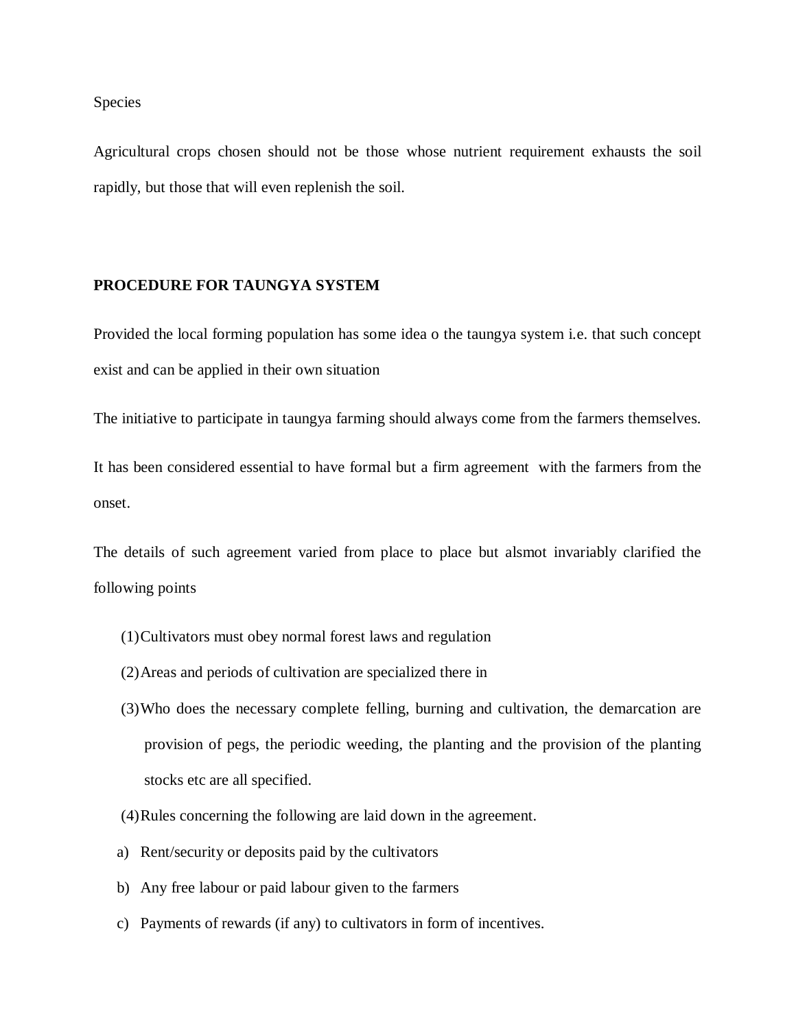Species

Agricultural crops chosen should not be those whose nutrient requirement exhausts the soil rapidly, but those that will even replenish the soil.

**PROCEDURE FOR TAUNGYA SYSTEM**

Provided the local forming population has some idea o the taungya system i.e. that such concept exist and can be applied in their own situation

The initiative to participate in taungya farming should always come from the farmers themselves.

It has been considered essential to have formal but a firm agreement with the farmers from the onset.

The details of such agreement varied from place to place but alsmot invariably clarified the following points

(1) Cultivators must obey normal forest laws and regulation

(2) Areas and periods of cultivation are specialized there in

(3) Who does the necessary complete felling, burning and cultivation, the demarcation are provision of pegs, the periodic weeding, the planting and the provision of the planting stocks etc are all specified.

(4) Rules concerning the following are laid down in the agreement.

a) Rent/security or deposits paid by the cultivators
b) Any free labour or paid labour given to the farmers
c) Payments of rewards (if any) to cultivators in form of incentives.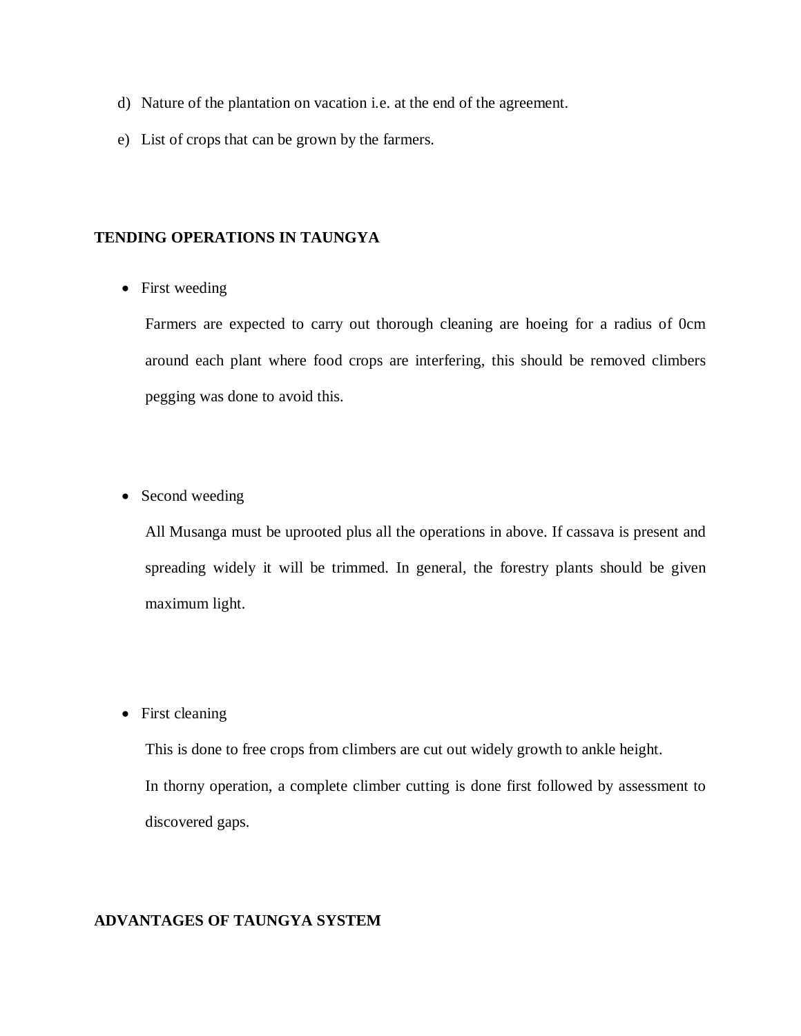d) Nature of the plantation on vacation i.e. at the end of the agreement.

e) List of crops that can be grown by the farmers.

**TENDING OPERATIONS IN TAUNGYA**

- First weeding

  Farmers are expected to carry out thorough cleaning are hoeing for a radius of 0cm around each plant where food crops are interfering, this should be removed climbers pegging was done to avoid this.

- Second weeding

  All Musanga must be uprooted plus all the operations in above. If cassava is present and spreading widely it will be trimmed. In general, the forestry plants should be given maximum light.

- First cleaning

  This is done to free crops from climbers are cut out widely growth to ankle height.

  In thorny operation, a complete climber cutting is done first followed by assessment to discovered gaps.

**ADVANTAGES OF TAUNGYA SYSTEM**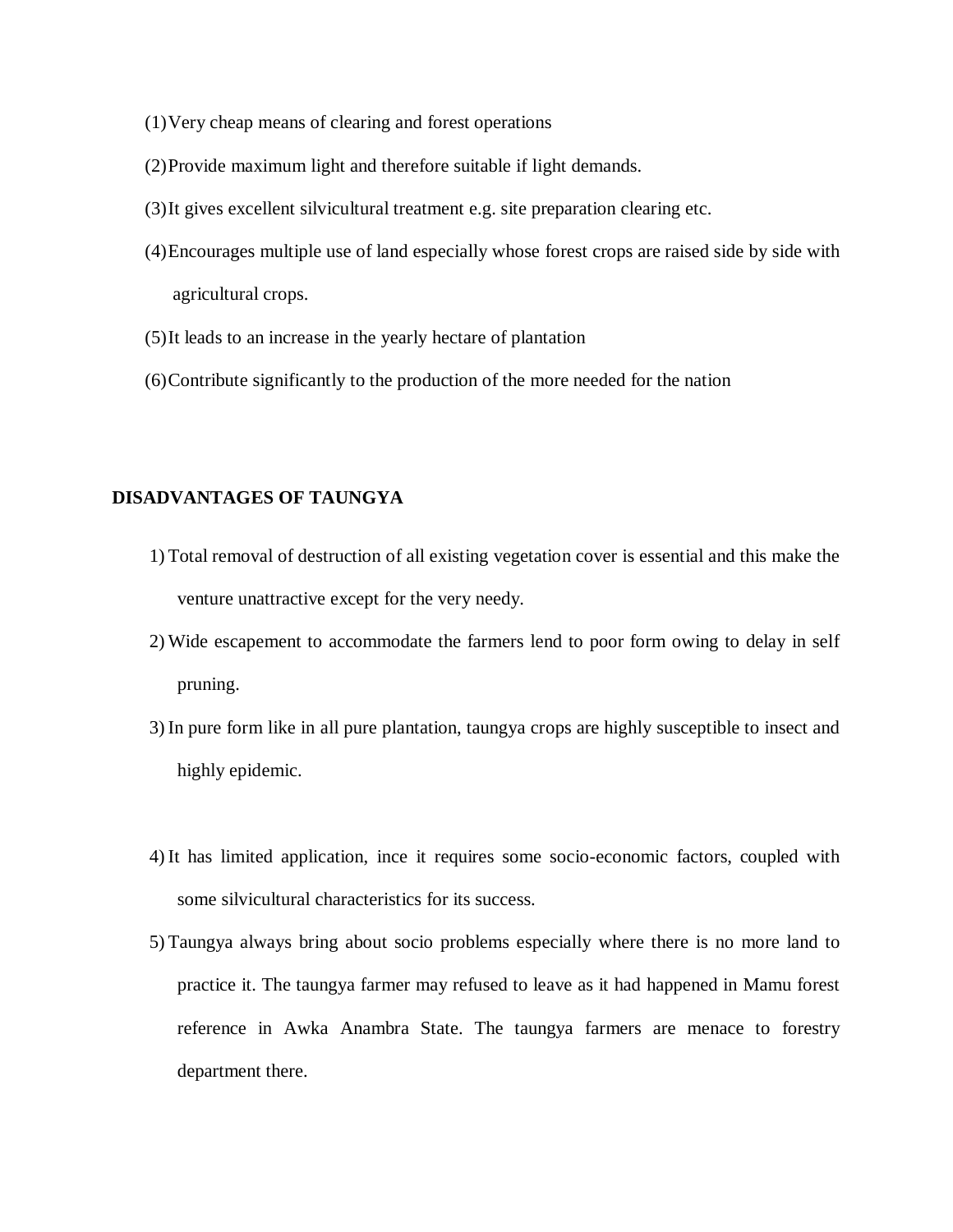(1) Very cheap means of clearing and forest operations

(2) Provide maximum light and therefore suitable if light demands.

(3) It gives excellent silvicultural treatment e.g. site preparation clearing etc.

(4) Encourages multiple use of land especially whose forest crops are raised side by side with agricultural crops.

(5) It leads to an increase in the yearly hectare of plantation

(6) Contribute significantly to the production of the more needed for the nation

**DISADVANTAGES OF TAUNGYA**

1) Total removal of destruction of all existing vegetation cover is essential and this make the venture unattractive except for the very needy.

2) Wide escapement to accommodate the farmers lend to poor form owing to delay in self pruning.

3) In pure form like in all pure plantation, taungya crops are highly susceptible to insect and highly epidemic.

4) It has limited application, ince it requires some socio-economic factors, coupled with some silvicultural characteristics for its success.

5) Taungya always bring about socio problems especially where there is no more land to practice it. The taungya farmer may refused to leave as it had happened in Mamu forest reference in Awka Anambra State. The taungya farmers are menace to forestry department there.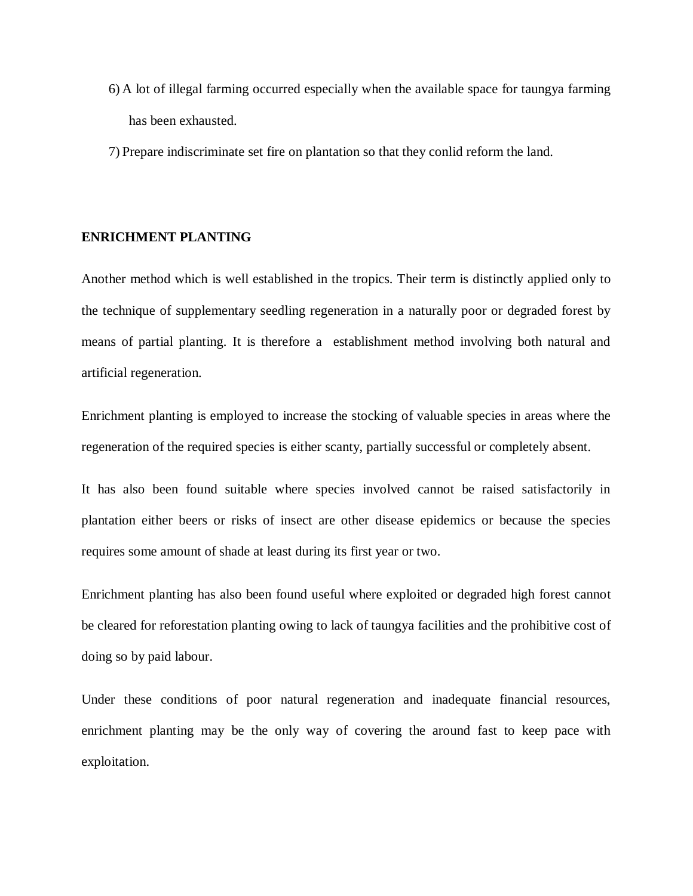6) A lot of illegal farming occurred especially when the available space for taungya farming has been exhausted.
7) Prepare indiscriminate set fire on plantation so that they conlid reform the land.

**ENRICHMENT PLANTING**

Another method which is well established in the tropics. Their term is distinctly applied only to the technique of supplementary seedling regeneration in a naturally poor or degraded forest by means of partial planting. It is therefore a establishment method involving both natural and artificial regeneration.

Enrichment planting is employed to increase the stocking of valuable species in areas where the regeneration of the required species is either scanty, partially successful or completely absent.

It has also been found suitable where species involved cannot be raised satisfactorily in plantation either beers or risks of insect are other disease epidemics or because the species requires some amount of shade at least during its first year or two.

Enrichment planting has also been found useful where exploited or degraded high forest cannot be cleared for reforestation planting owing to lack of taungya facilities and the prohibitive cost of doing so by paid labour.

Under these conditions of poor natural regeneration and inadequate financial resources, enrichment planting may be the only way of covering the around fast to keep pace with exploitation.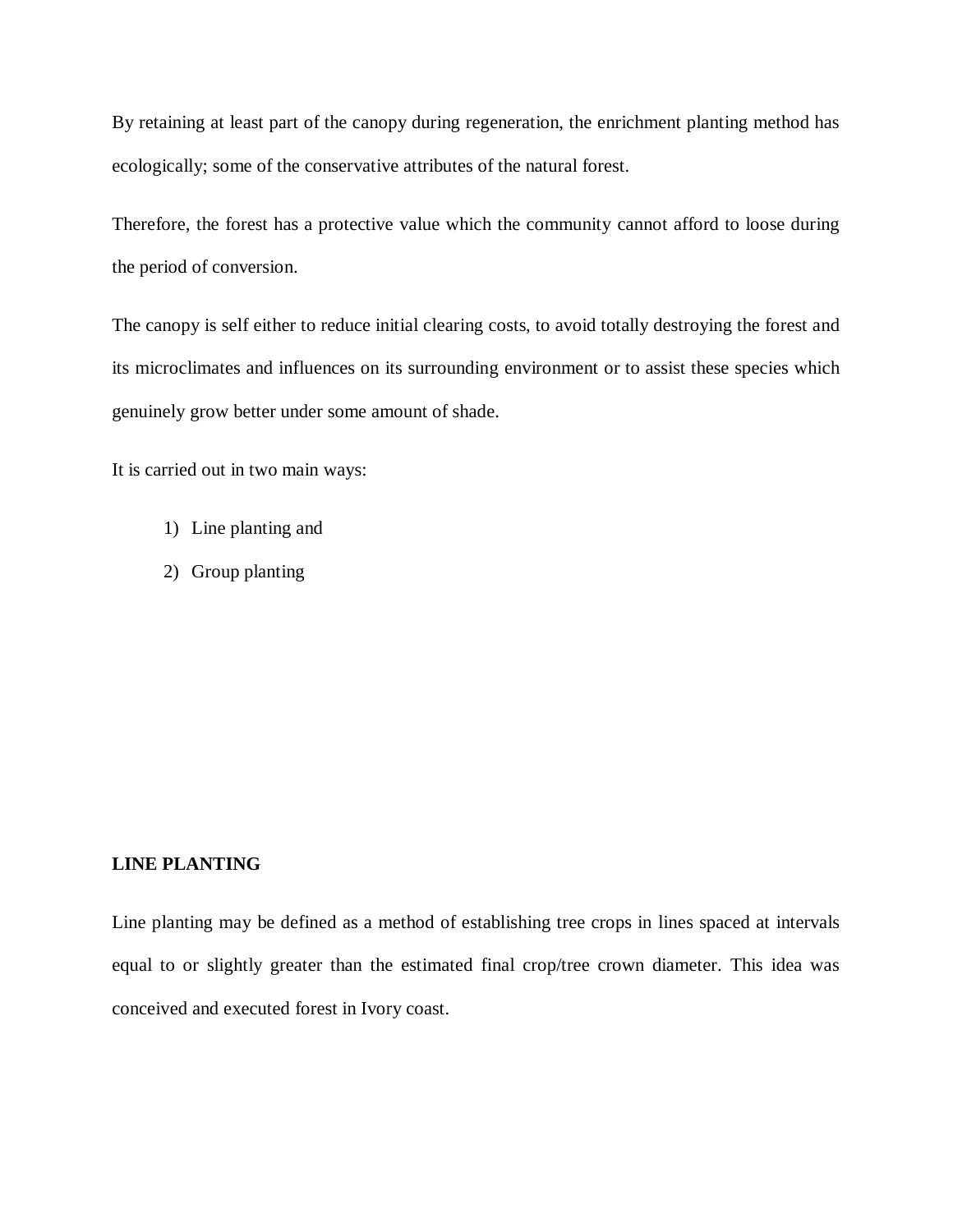By retaining at least part of the canopy during regeneration, the enrichment planting method has ecologically; some of the conservative attributes of the natural forest.

Therefore, the forest has a protective value which the community cannot afford to loose during the period of conversion.

The canopy is self either to reduce initial clearing costs, to avoid totally destroying the forest and its microclimates and influences on its surrounding environment or to assist these species which genuinely grow better under some amount of shade.

It is carried out in two main ways:

1) Line planting and
2) Group planting

**LINE PLANTING**

Line planting may be defined as a method of establishing tree crops in lines spaced at intervals equal to or slightly greater than the estimated final crop/tree crown diameter. This idea was conceived and executed forest in Ivory coast.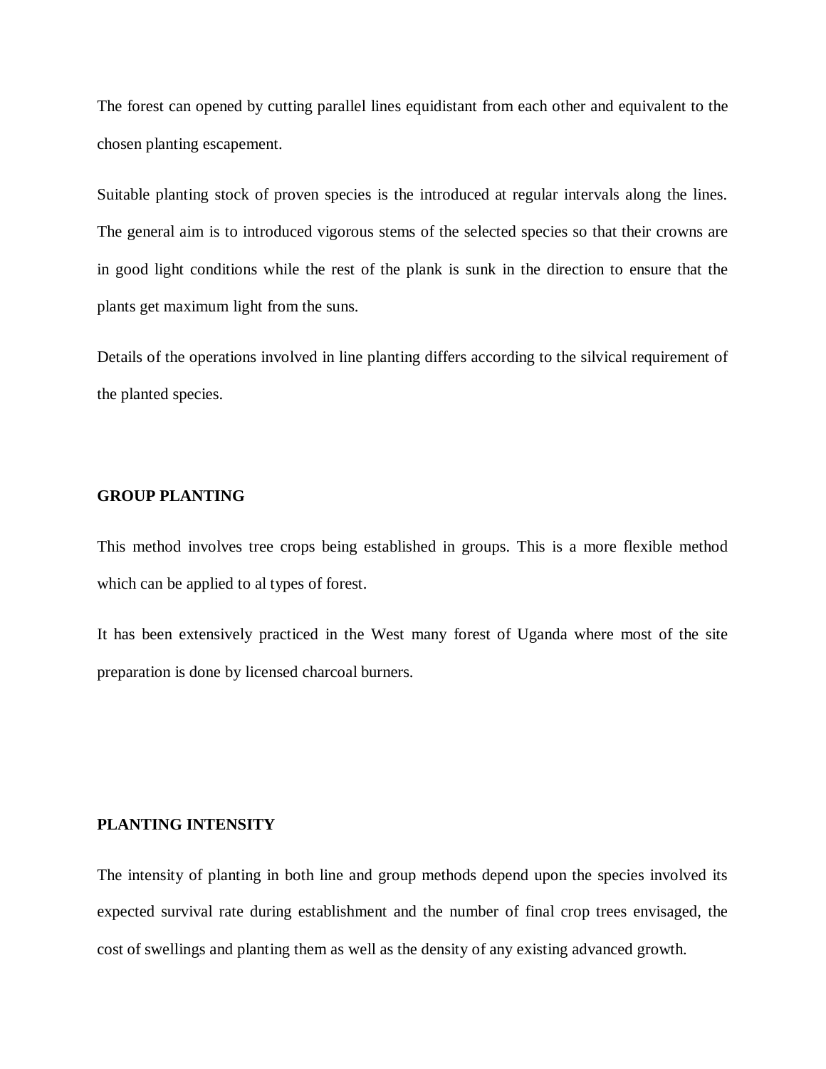The forest can opened by cutting parallel lines equidistant from each other and equivalent to the chosen planting escapement.

Suitable planting stock of proven species is the introduced at regular intervals along the lines. The general aim is to introduced vigorous stems of the selected species so that their crowns are in good light conditions while the rest of the plank is sunk in the direction to ensure that the plants get maximum light from the suns.

Details of the operations involved in line planting differs according to the silvical requirement of the planted species.

**GROUP PLANTING**

This method involves tree crops being established in groups. This is a more flexible method which can be applied to al types of forest.

It has been extensively practiced in the West many forest of Uganda where most of the site preparation is done by licensed charcoal burners.

**PLANTING INTENSITY**

The intensity of planting in both line and group methods depend upon the species involved its expected survival rate during establishment and the number of final crop trees envisaged, the cost of swellings and planting them as well as the density of any existing advanced growth.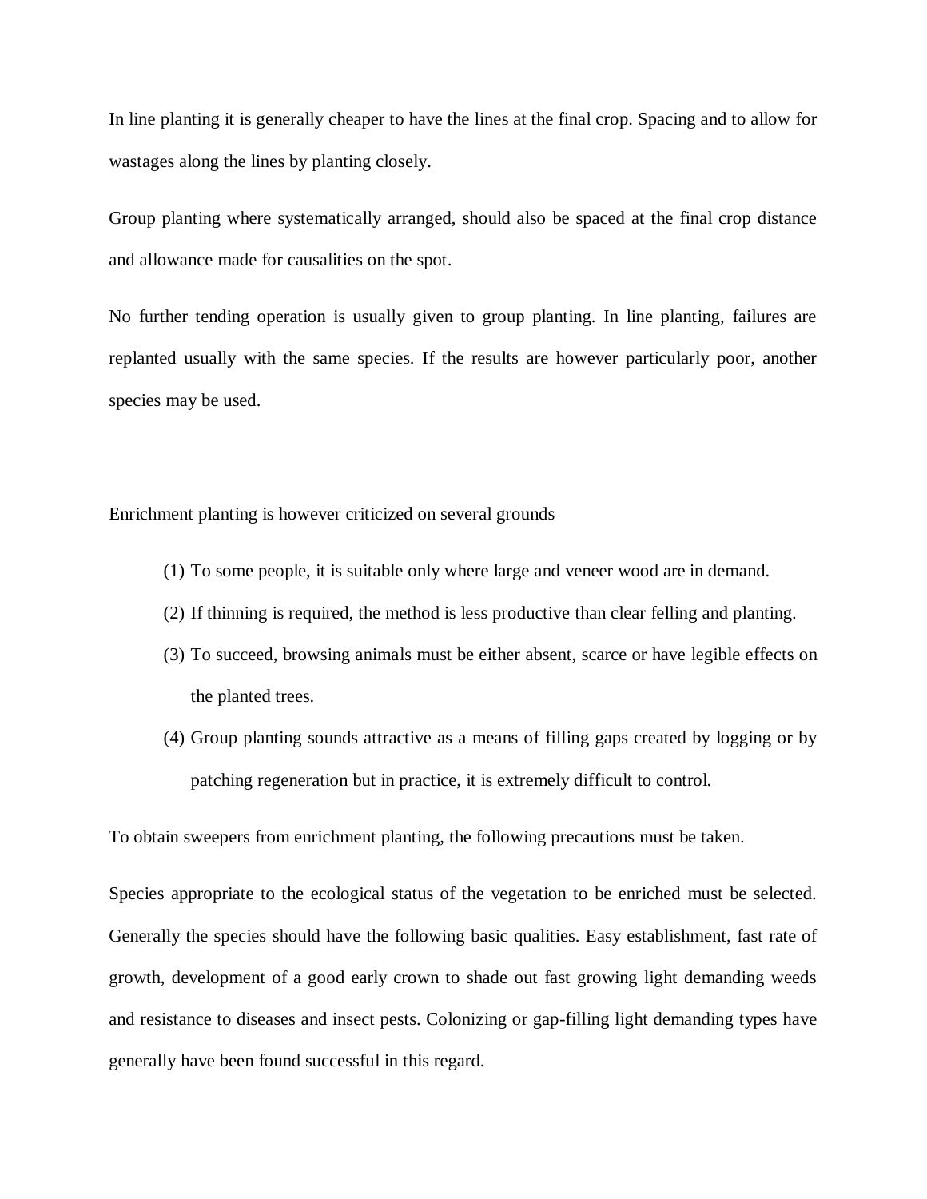In line planting it is generally cheaper to have the lines at the final crop. Spacing and to allow for wastages along the lines by planting closely.

Group planting where systematically arranged, should also be spaced at the final crop distance and allowance made for causalities on the spot.

No further tending operation is usually given to group planting. In line planting, failures are replanted usually with the same species. If the results are however particularly poor, another species may be used.

Enrichment planting is however criticized on several grounds

(1) To some people, it is suitable only where large and veneer wood are in demand.
(2) If thinning is required, the method is less productive than clear felling and planting.
(3) To succeed, browsing animals must be either absent, scarce or have legible effects on the planted trees.
(4) Group planting sounds attractive as a means of filling gaps created by logging or by patching regeneration but in practice, it is extremely difficult to control.

To obtain sweepers from enrichment planting, the following precautions must be taken.

Species appropriate to the ecological status of the vegetation to be enriched must be selected. Generally the species should have the following basic qualities. Easy establishment, fast rate of growth, development of a good early crown to shade out fast growing light demanding weeds and resistance to diseases and insect pests. Colonizing or gap-filling light demanding types have generally have been found successful in this regard.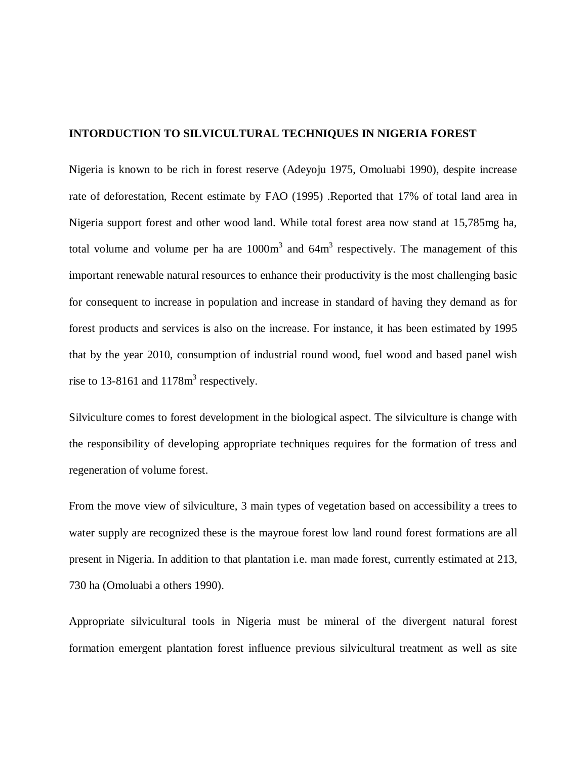**INTORDUCTION TO SILVICULTURAL TECHNIQUES IN NIGERIA FOREST**

Nigeria is known to be rich in forest reserve (Adeyoju 1975, Omoluabi 1990), despite increase rate of deforestation, Recent estimate by FAO (1995) .Reported that 17% of total land area in Nigeria support forest and other wood land. While total forest area now stand at 15,785mg ha, total volume and volume per ha are 1000$m^3$ and 64$m^3$ respectively. The management of this important renewable natural resources to enhance their productivity is the most challenging basic for consequent to increase in population and increase in standard of having they demand as for forest products and services is also on the increase. For instance, it has been estimated by 1995 that by the year 2010, consumption of industrial round wood, fuel wood and based panel wish rise to 13-8161 and 1178$m^3$ respectively.

Silviculture comes to forest development in the biological aspect. The silviculture is change with the responsibility of developing appropriate techniques requires for the formation of tress and regeneration of volume forest.

From the move view of silviculture, 3 main types of vegetation based on accessibility a trees to water supply are recognized these is the mayroue forest low land round forest formations are all present in Nigeria. In addition to that plantation i.e. man made forest, currently estimated at 213, 730 ha (Omoluabi a others 1990).

Appropriate silvicultural tools in Nigeria must be mineral of the divergent natural forest formation emergent plantation forest influence previous silvicultural treatment as well as site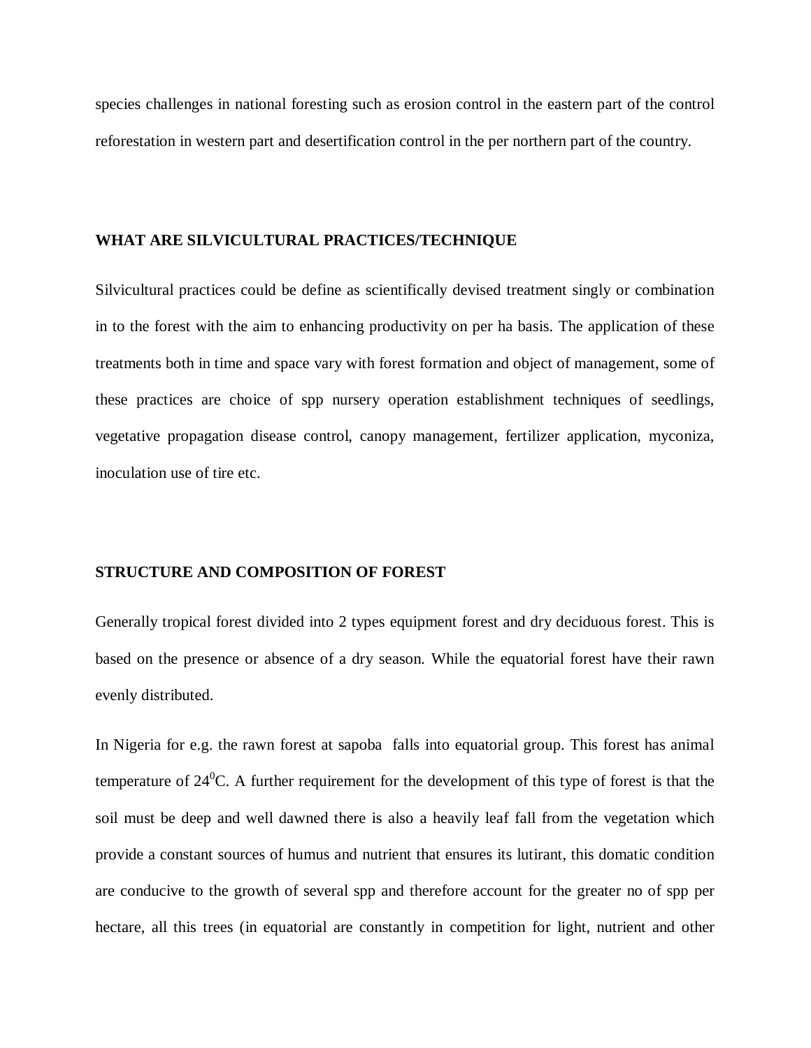species challenges in national foresting such as erosion control in the eastern part of the control reforestation in western part and desertification control in the per northern part of the country.

**WHAT ARE SILVICULTURAL PRACTICES/TECHNIQUE**

Silvicultural practices could be define as scientifically devised treatment singly or combination in to the forest with the aim to enhancing productivity on per ha basis. The application of these treatments both in time and space vary with forest formation and object of management, some of these practices are choice of spp nursery operation establishment techniques of seedlings, vegetative propagation disease control, canopy management, fertilizer application, myconiza, inoculation use of tire etc.

**STRUCTURE AND COMPOSITION OF FOREST**

Generally tropical forest divided into 2 types equipment forest and dry deciduous forest. This is based on the presence or absence of a dry season. While the equatorial forest have their rawn evenly distributed.

In Nigeria for e.g. the rawn forest at sapoba falls into equatorial group. This forest has animal temperature of $24^0$C. A further requirement for the development of this type of forest is that the soil must be deep and well dawned there is also a heavily leaf fall from the vegetation which provide a constant sources of humus and nutrient that ensures its lutirant, this domatic condition are conducive to the growth of several spp and therefore account for the greater no of spp per hectare, all this trees (in equatorial are constantly in competition for light, nutrient and other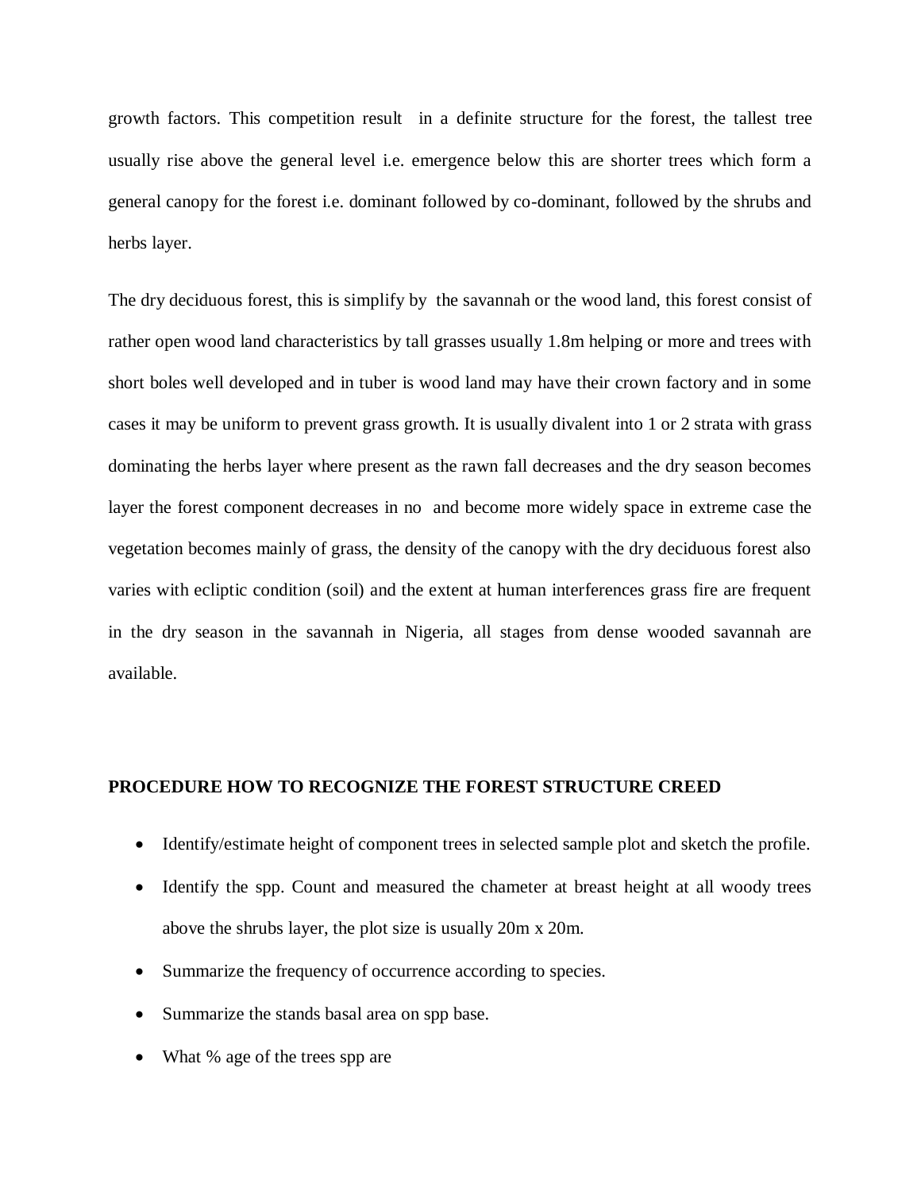growth factors. This competition result  in a definite structure for the forest, the tallest tree usually rise above the general level i.e. emergence below this are shorter trees which form a general canopy for the forest i.e. dominant followed by co-dominant, followed by the shrubs and herbs layer.

The dry deciduous forest, this is simplify by  the savannah or the wood land, this forest consist of rather open wood land characteristics by tall grasses usually 1.8m helping or more and trees with short boles well developed and in tuber is wood land may have their crown factory and in some cases it may be uniform to prevent grass growth. It is usually divalent into 1 or 2 strata with grass dominating the herbs layer where present as the rawn fall decreases and the dry season becomes layer the forest component decreases in no  and become more widely space in extreme case the vegetation becomes mainly of grass, the density of the canopy with the dry deciduous forest also varies with ecliptic condition (soil) and the extent at human interferences grass fire are frequent in the dry season in the savannah in Nigeria, all stages from dense wooded savannah are available.

**PROCEDURE HOW TO RECOGNIZE THE FOREST STRUCTURE CREED**

- Identify/estimate height of component trees in selected sample plot and sketch the profile.
- Identify the spp. Count and measured the chameter at breast height at all woody trees above the shrubs layer, the plot size is usually 20m x 20m.
- Summarize the frequency of occurrence according to species.
- Summarize the stands basal area on spp base.
- What % age of the trees spp are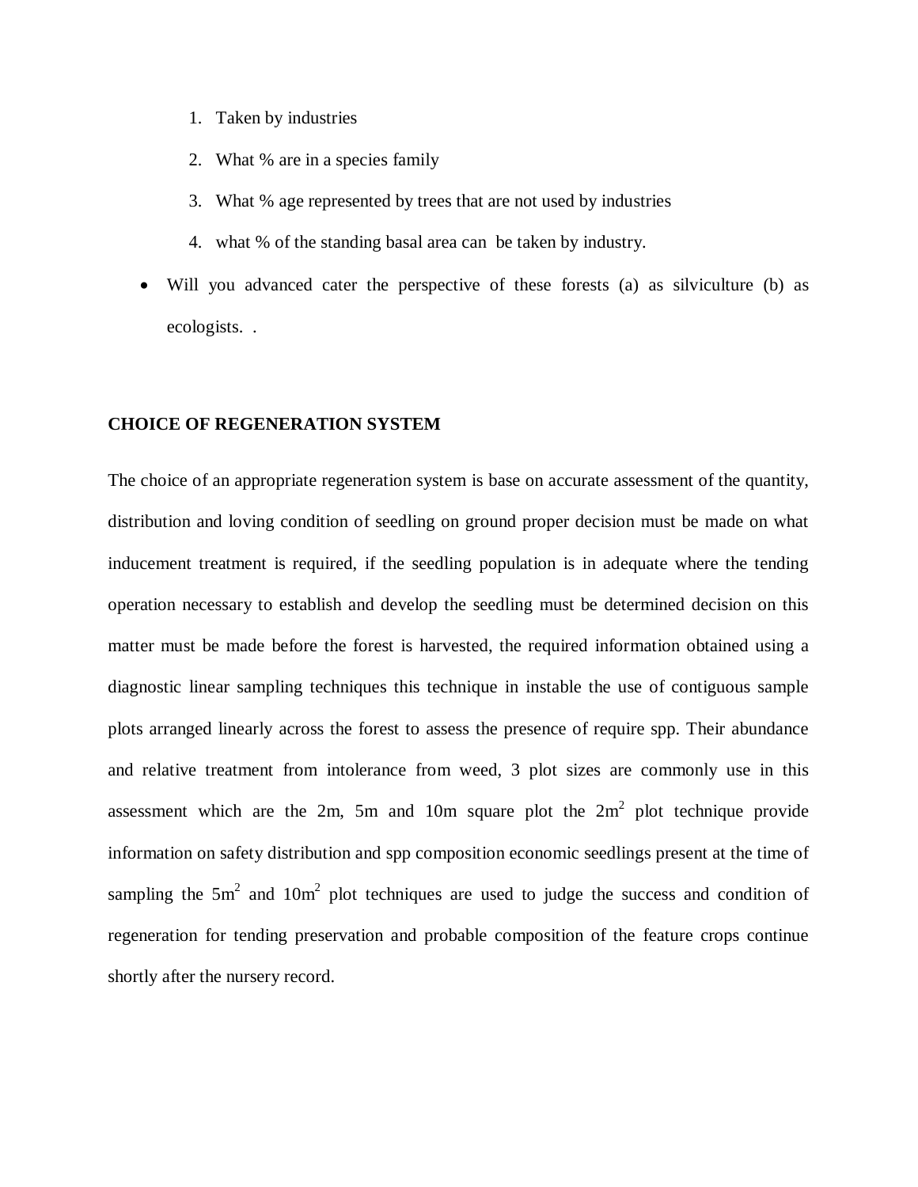1. Taken by industries
2. What % are in a species family
3. What % age represented by trees that are not used by industries
4. what % of the standing basal area can be taken by industry.

- Will you advanced cater the perspective of these forests (a) as silviculture (b) as ecologists. .

**CHOICE OF REGENERATION SYSTEM**

The choice of an appropriate regeneration system is base on accurate assessment of the quantity, distribution and loving condition of seedling on ground proper decision must be made on what inducement treatment is required, if the seedling population is in adequate where the tending operation necessary to establish and develop the seedling must be determined decision on this matter must be made before the forest is harvested, the required information obtained using a diagnostic linear sampling techniques this technique in instable the use of contiguous sample plots arranged linearly across the forest to assess the presence of require spp. Their abundance and relative treatment from intolerance from weed, 3 plot sizes are commonly use in this assessment which are the 2m, 5m and 10m square plot the $2m^2$ plot technique provide information on safety distribution and spp composition economic seedlings present at the time of sampling the $5m^2$ and $10m^2$ plot techniques are used to judge the success and condition of regeneration for tending preservation and probable composition of the feature crops continue shortly after the nursery record.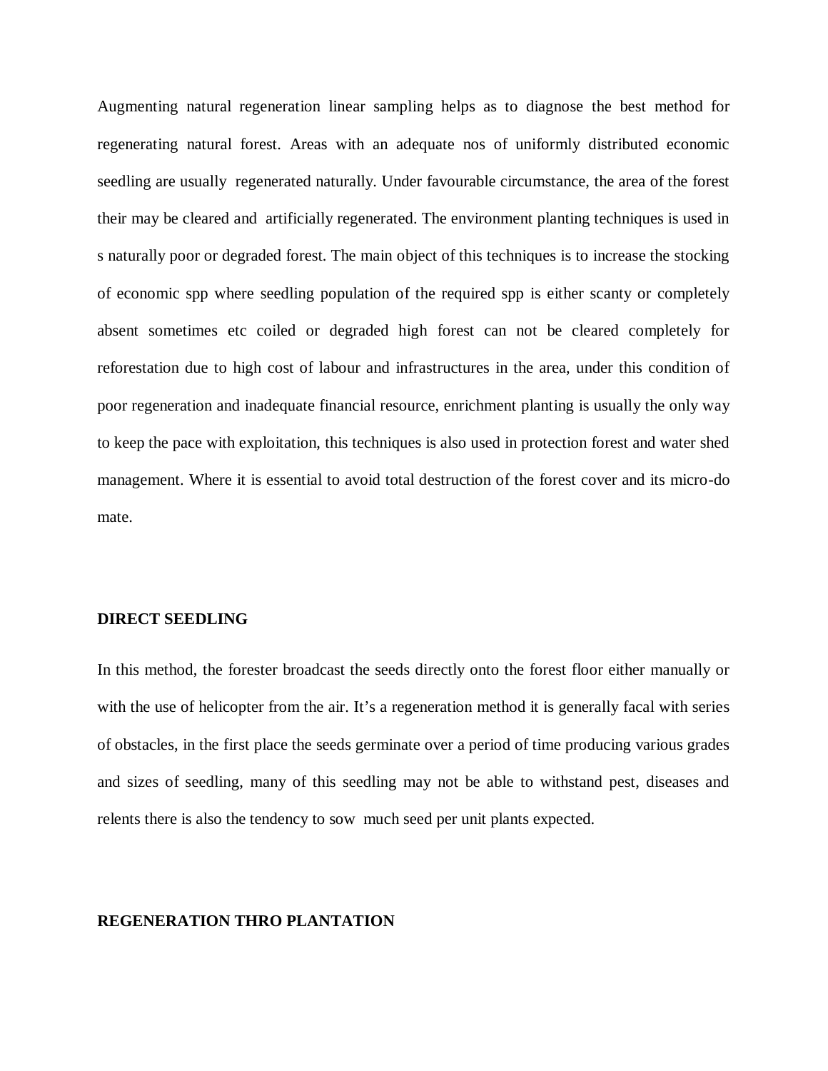Augmenting natural regeneration linear sampling helps as to diagnose the best method for regenerating natural forest. Areas with an adequate nos of uniformly distributed economic seedling are usually regenerated naturally. Under favourable circumstance, the area of the forest their may be cleared and artificially regenerated. The environment planting techniques is used in s naturally poor or degraded forest. The main object of this techniques is to increase the stocking of economic spp where seedling population of the required spp is either scanty or completely absent sometimes etc coiled or degraded high forest can not be cleared completely for reforestation due to high cost of labour and infrastructures in the area, under this condition of poor regeneration and inadequate financial resource, enrichment planting is usually the only way to keep the pace with exploitation, this techniques is also used in protection forest and water shed management. Where it is essential to avoid total destruction of the forest cover and its micro-do mate.

**DIRECT SEEDLING**

In this method, the forester broadcast the seeds directly onto the forest floor either manually or with the use of helicopter from the air. It's a regeneration method it is generally facal with series of obstacles, in the first place the seeds germinate over a period of time producing various grades and sizes of seedling, many of this seedling may not be able to withstand pest, diseases and relents there is also the tendency to sow much seed per unit plants expected.

**REGENERATION THRO PLANTATION**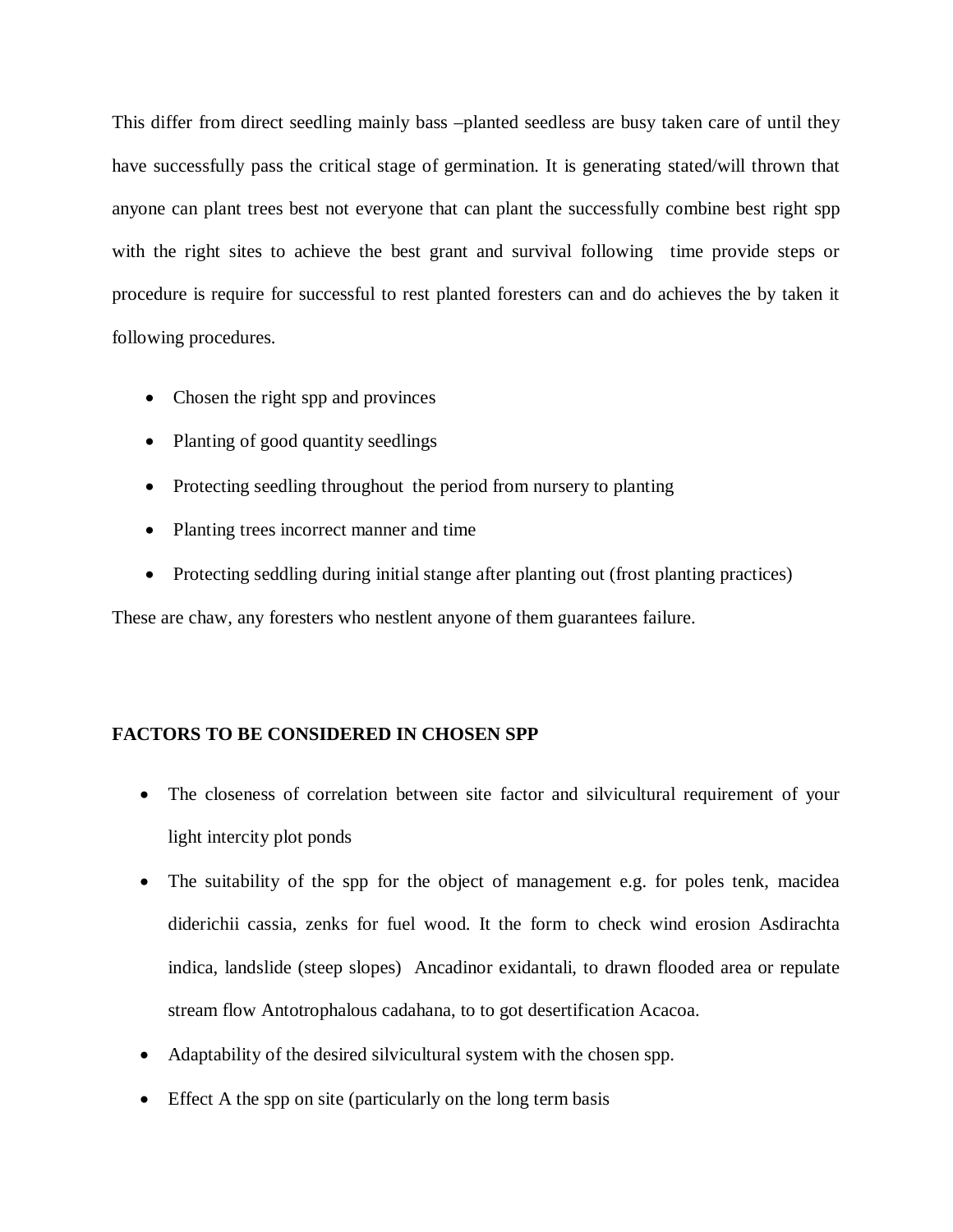This differ from direct seedling mainly bass –planted seedless are busy taken care of until they have successfully pass the critical stage of germination. It is generating stated/will thrown that anyone can plant trees best not everyone that can plant the successfully combine best right spp with the right sites to achieve the best grant and survival following time provide steps or procedure is require for successful to rest planted foresters can and do achieves the by taken it following procedures.

- Chosen the right spp and provinces
- Planting of good quantity seedlings
- Protecting seedling throughout the period from nursery to planting
- Planting trees incorrect manner and time
- Protecting seddling during initial stange after planting out (frost planting practices)

These are chaw, any foresters who nestlent anyone of them guarantees failure.

**FACTORS TO BE CONSIDERED IN CHOSEN SPP**

- The closeness of correlation between site factor and silvicultural requirement of your light intercity plot ponds
- The suitability of the spp for the object of management e.g. for poles tenk, macidea diderichii cassia, zenks for fuel wood. It the form to check wind erosion Asdirachta indica, landslide (steep slopes) Ancadinor exidantali, to drawn flooded area or repulate stream flow Antotrophalous cadahana, to to got desertification Acacoa.
- Adaptability of the desired silvicultural system with the chosen spp.
- Effect A the spp on site (particularly on the long term basis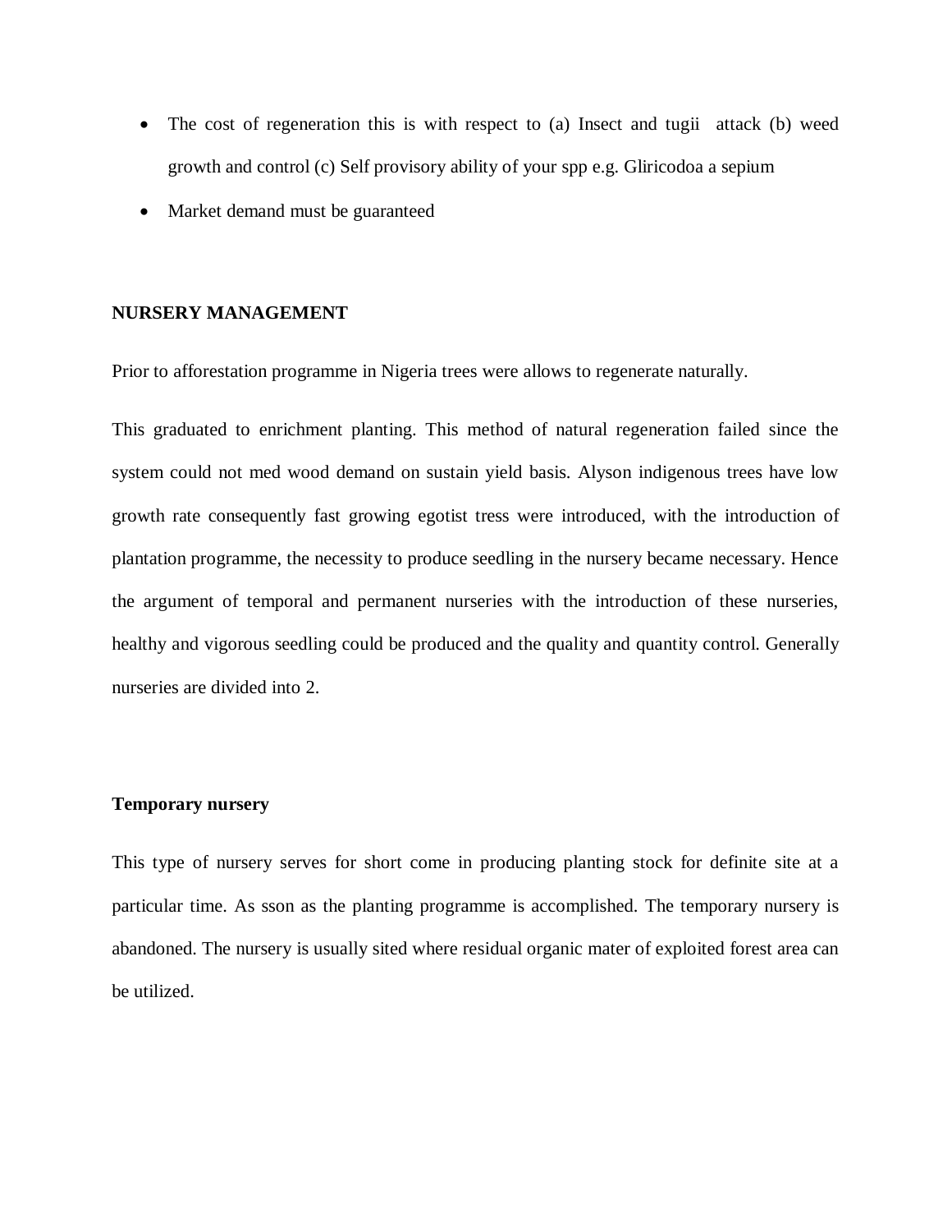- The cost of regeneration this is with respect to (a) Insect and tugii attack (b) weed growth and control (c) Self provisory ability of your spp e.g. Gliricodoa a sepium
- Market demand must be guaranteed

**NURSERY MANAGEMENT**

Prior to afforestation programme in Nigeria trees were allows to regenerate naturally.

This graduated to enrichment planting. This method of natural regeneration failed since the system could not med wood demand on sustain yield basis. Alyson indigenous trees have low growth rate consequently fast growing egotist tress were introduced, with the introduction of plantation programme, the necessity to produce seedling in the nursery became necessary. Hence the argument of temporal and permanent nurseries with the introduction of these nurseries, healthy and vigorous seedling could be produced and the quality and quantity control. Generally nurseries are divided into 2.

**Temporary nursery**

This type of nursery serves for short come in producing planting stock for definite site at a particular time. As sson as the planting programme is accomplished. The temporary nursery is abandoned. The nursery is usually sited where residual organic mater of exploited forest area can be utilized.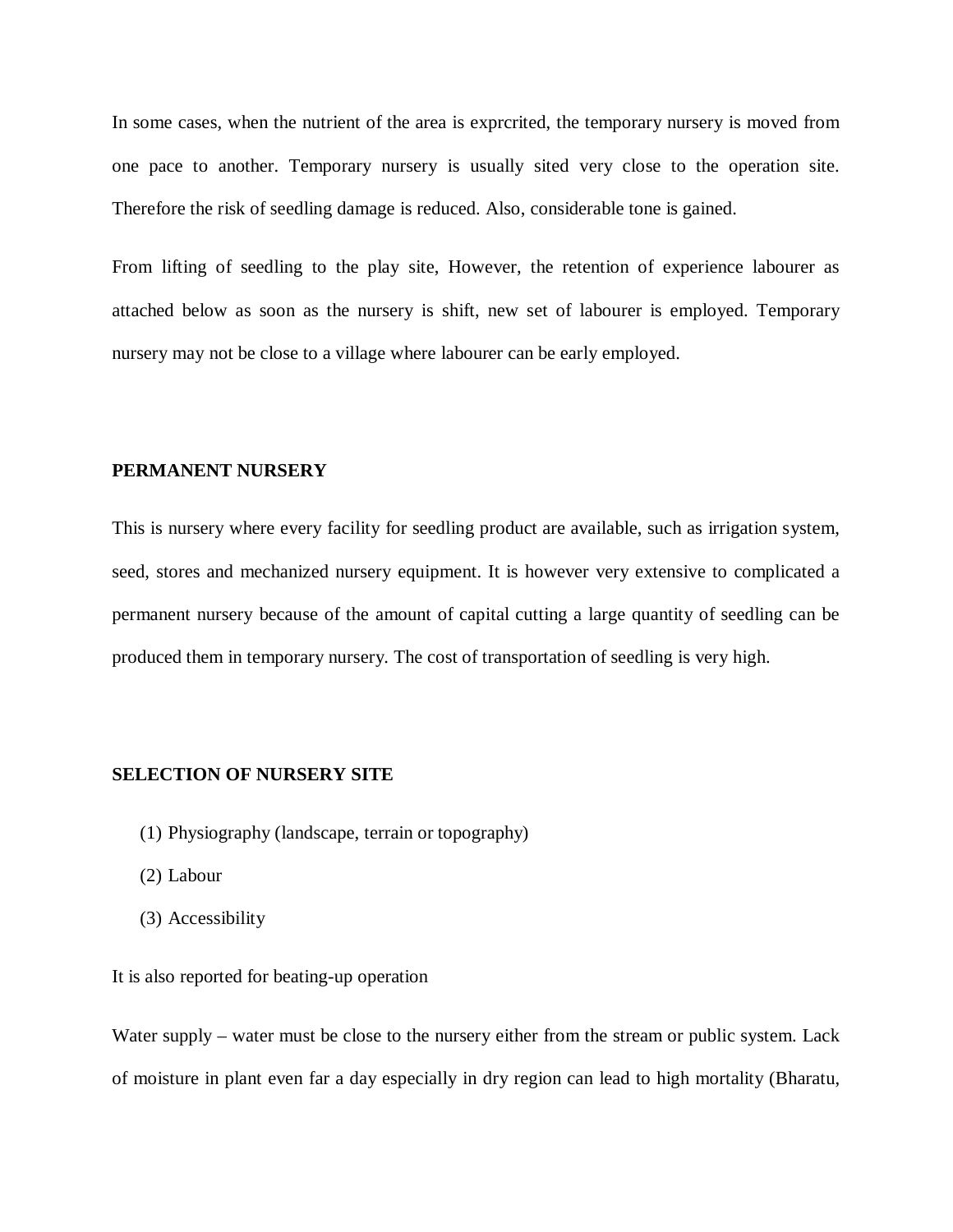In some cases, when the nutrient of the area is exprcrited, the temporary nursery is moved from one pace to another. Temporary nursery is usually sited very close to the operation site. Therefore the risk of seedling damage is reduced. Also, considerable tone is gained.

From lifting of seedling to the play site, However, the retention of experience labourer as attached below as soon as the nursery is shift, new set of labourer is employed. Temporary nursery may not be close to a village where labourer can be early employed.

**PERMANENT NURSERY**

This is nursery where every facility for seedling product are available, such as irrigation system, seed, stores and mechanized nursery equipment. It is however very extensive to complicated a permanent nursery because of the amount of capital cutting a large quantity of seedling can be produced them in temporary nursery. The cost of transportation of seedling is very high.

**SELECTION OF NURSERY SITE**

(1) Physiography (landscape, terrain or topography)

(2) Labour

(3) Accessibility

It is also reported for beating-up operation

Water supply – water must be close to the nursery either from the stream or public system. Lack of moisture in plant even far a day especially in dry region can lead to high mortality (Bharatu,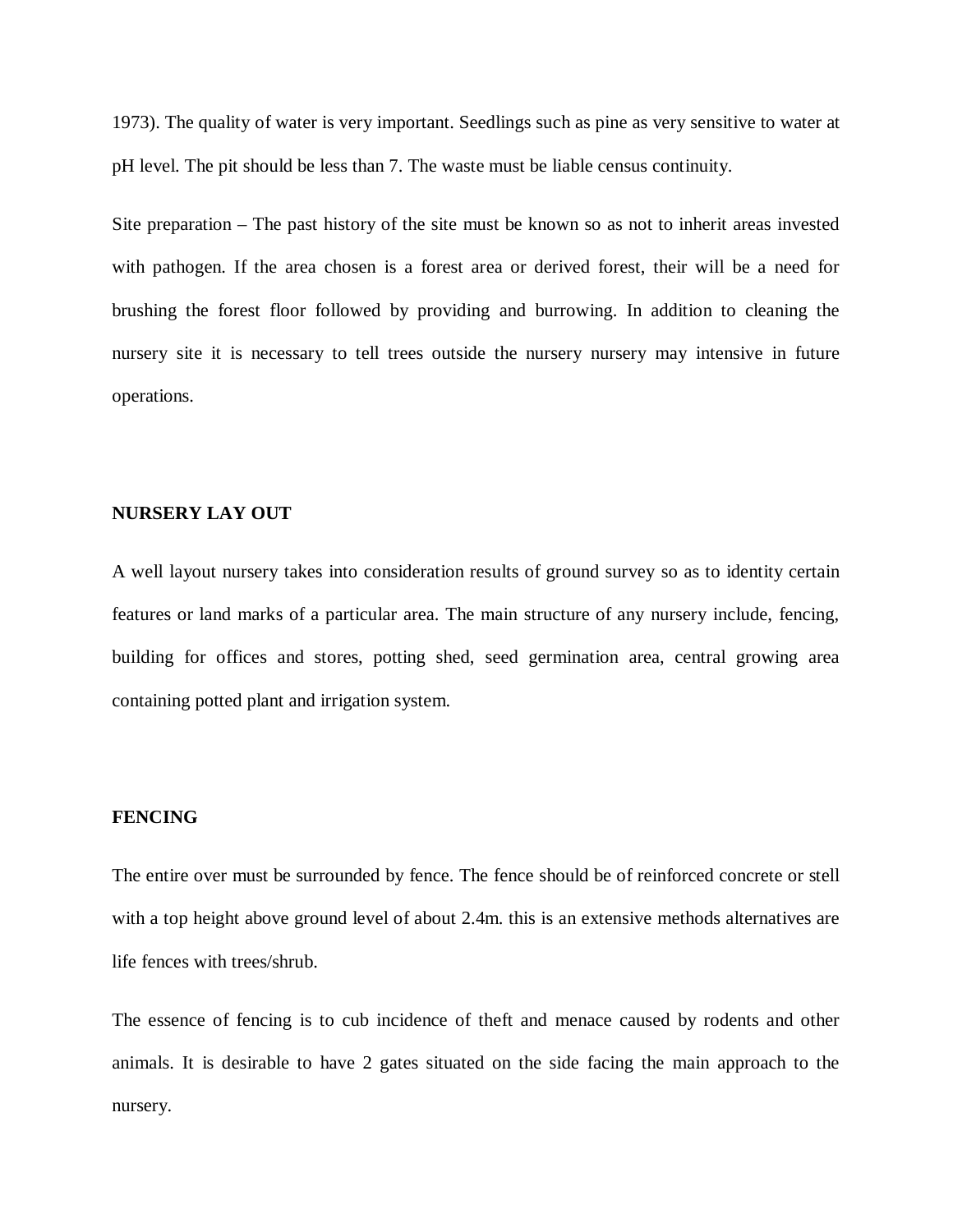1973). The quality of water is very important. Seedlings such as pine as very sensitive to water at pH level. The pit should be less than 7. The waste must be liable census continuity.

Site preparation – The past history of the site must be known so as not to inherit areas invested with pathogen. If the area chosen is a forest area or derived forest, their will be a need for brushing the forest floor followed by providing and burrowing. In addition to cleaning the nursery site it is necessary to tell trees outside the nursery nursery may intensive in future operations.

**NURSERY LAY OUT**

A well layout nursery takes into consideration results of ground survey so as to identity certain features or land marks of a particular area. The main structure of any nursery include, fencing, building for offices and stores, potting shed, seed germination area, central growing area containing potted plant and irrigation system.

**FENCING**

The entire over must be surrounded by fence. The fence should be of reinforced concrete or stell with a top height above ground level of about 2.4m. this is an extensive methods alternatives are life fences with trees/shrub.

The essence of fencing is to cub incidence of theft and menace caused by rodents and other animals. It is desirable to have 2 gates situated on the side facing the main approach to the nursery.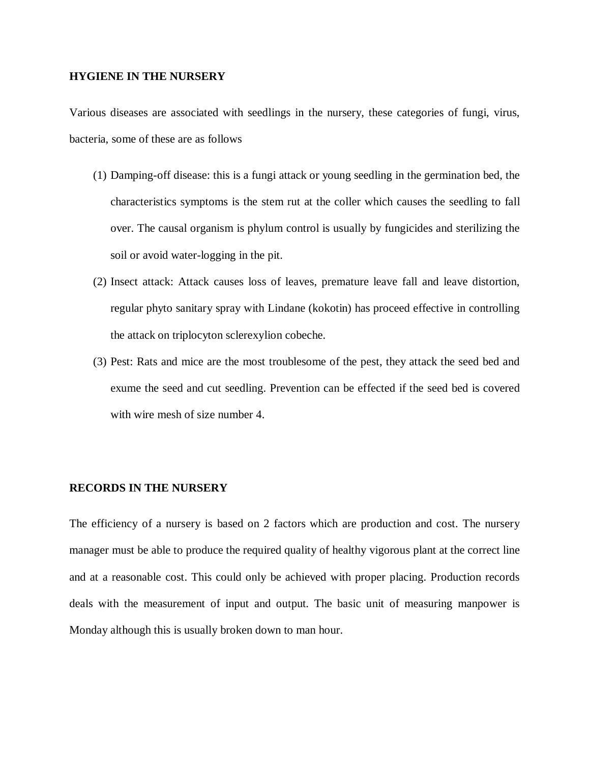**HYGIENE IN THE NURSERY**

Various diseases are associated with seedlings in the nursery, these categories of fungi, virus, bacteria, some of these are as follows

(1) Damping-off disease: this is a fungi attack or young seedling in the germination bed, the characteristics symptoms is the stem rut at the coller which causes the seedling to fall over. The causal organism is phylum control is usually by fungicides and sterilizing the soil or avoid water-logging in the pit.

(2) Insect attack: Attack causes loss of leaves, premature leave fall and leave distortion, regular phyto sanitary spray with Lindane (kokotin) has proceed effective in controlling the attack on triplocyton sclerexylion cobeche.

(3) Pest: Rats and mice are the most troublesome of the pest, they attack the seed bed and exume the seed and cut seedling. Prevention can be effected if the seed bed is covered with wire mesh of size number 4.

**RECORDS IN THE NURSERY**

The efficiency of a nursery is based on 2 factors which are production and cost. The nursery manager must be able to produce the required quality of healthy vigorous plant at the correct line and at a reasonable cost. This could only be achieved with proper placing. Production records deals with the measurement of input and output. The basic unit of measuring manpower is Monday although this is usually broken down to man hour.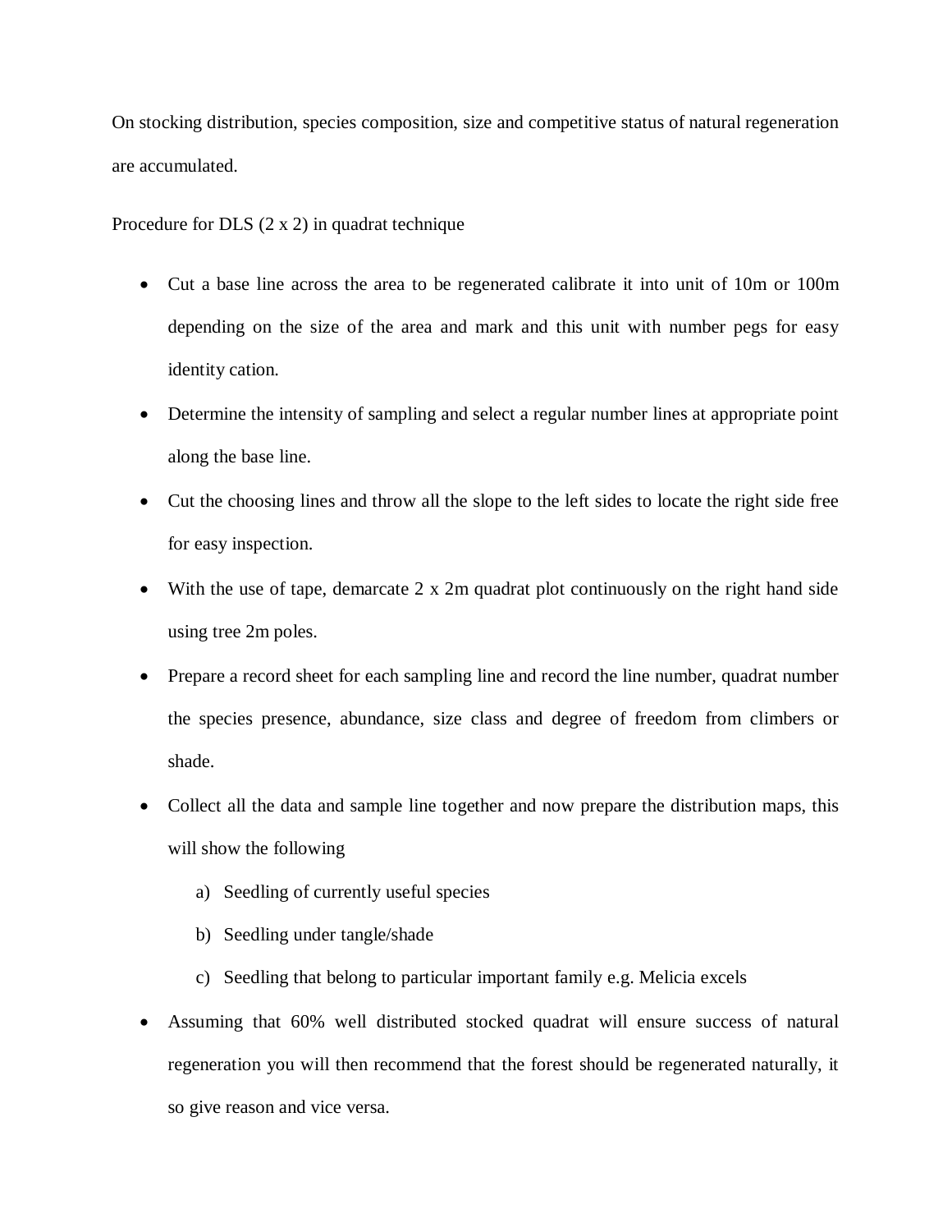On stocking distribution, species composition, size and competitive status of natural regeneration are accumulated.

Procedure for DLS (2 x 2) in quadrat technique

- Cut a base line across the area to be regenerated calibrate it into unit of 10m or 100m depending on the size of the area and mark and this unit with number pegs for easy identity cation.
- Determine the intensity of sampling and select a regular number lines at appropriate point along the base line.
- Cut the choosing lines and throw all the slope to the left sides to locate the right side free for easy inspection.
- With the use of tape, demarcate 2 x 2m quadrat plot continuously on the right hand side using tree 2m poles.
- Prepare a record sheet for each sampling line and record the line number, quadrat number the species presence, abundance, size class and degree of freedom from climbers or shade.
- Collect all the data and sample line together and now prepare the distribution maps, this will show the following
  a) Seedling of currently useful species
  b) Seedling under tangle/shade
  c) Seedling that belong to particular important family e.g. Melicia excels
- Assuming that 60% well distributed stocked quadrat will ensure success of natural regeneration you will then recommend that the forest should be regenerated naturally, it so give reason and vice versa.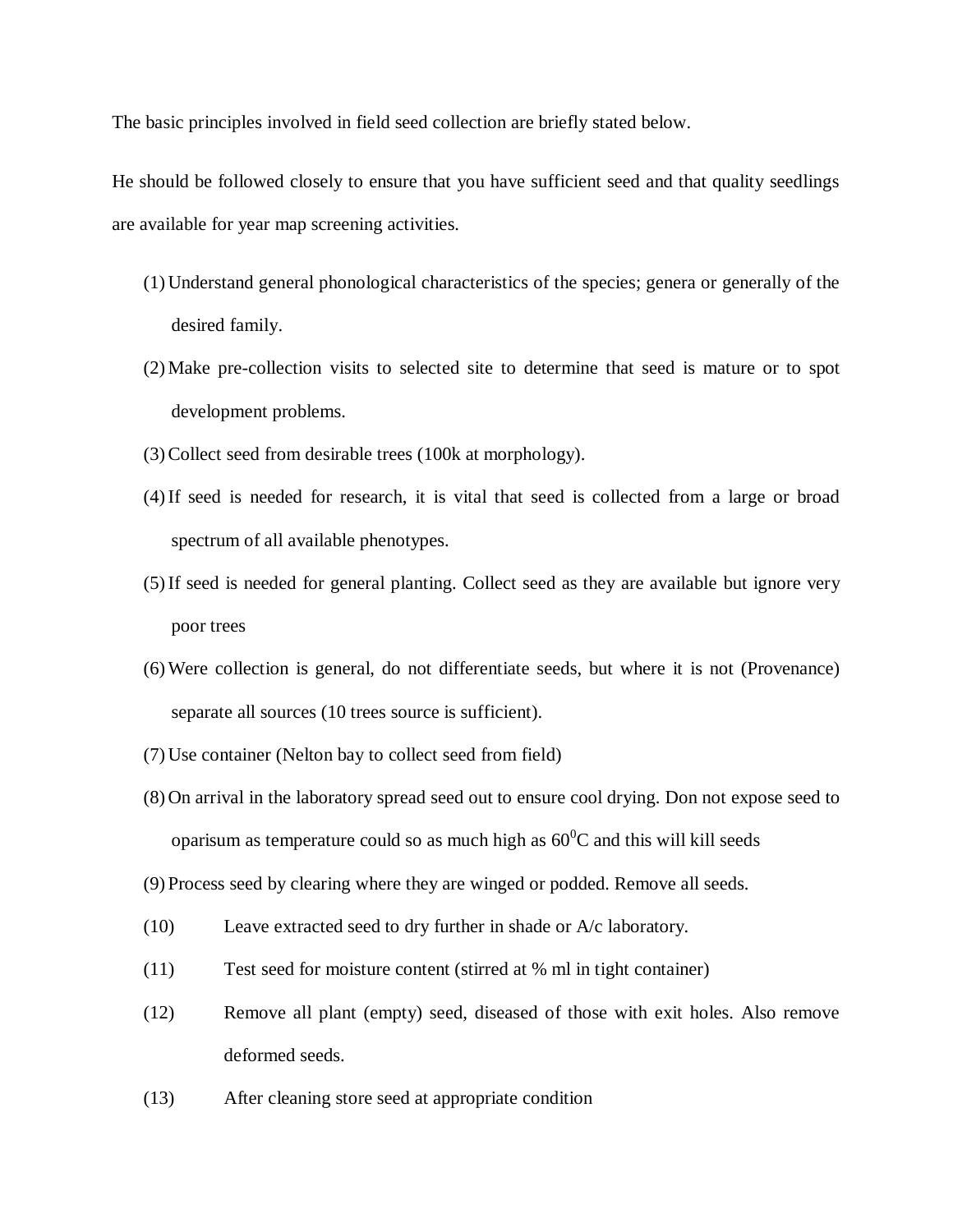The basic principles involved in field seed collection are briefly stated below.

He should be followed closely to ensure that you have sufficient seed and that quality seedlings are available for year map screening activities.

(1) Understand general phonological characteristics of the species; genera or generally of the desired family.

(2) Make pre-collection visits to selected site to determine that seed is mature or to spot development problems.

(3) Collect seed from desirable trees (100k at morphology).

(4) If seed is needed for research, it is vital that seed is collected from a large or broad spectrum of all available phenotypes.

(5) If seed is needed for general planting. Collect seed as they are available but ignore very poor trees

(6) Were collection is general, do not differentiate seeds, but where it is not (Provenance) separate all sources (10 trees source is sufficient).

(7) Use container (Nelton bay to collect seed from field)

(8) On arrival in the laboratory spread seed out to ensure cool drying. Don not expose seed to oparisum as temperature could so as much high as $60^0$C and this will kill seeds

(9) Process seed by clearing where they are winged or podded. Remove all seeds.

(10) Leave extracted seed to dry further in shade or A/c laboratory.

(11) Test seed for moisture content (stirred at % ml in tight container)

(12) Remove all plant (empty) seed, diseased of those with exit holes. Also remove deformed seeds.

(13) After cleaning store seed at appropriate condition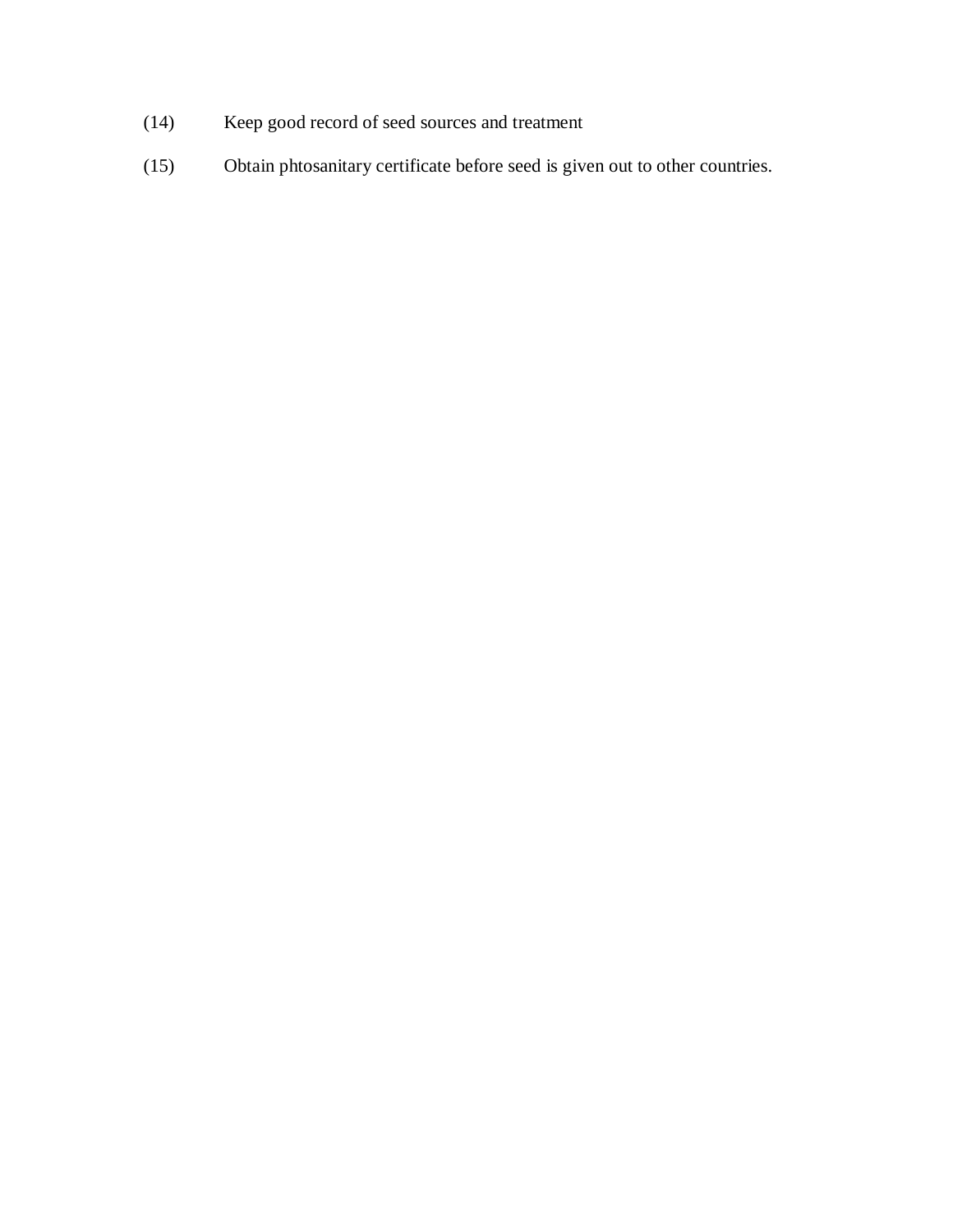(14) Keep good record of seed sources and treatment

(15) Obtain phtosanitary certificate before seed is given out to other countries.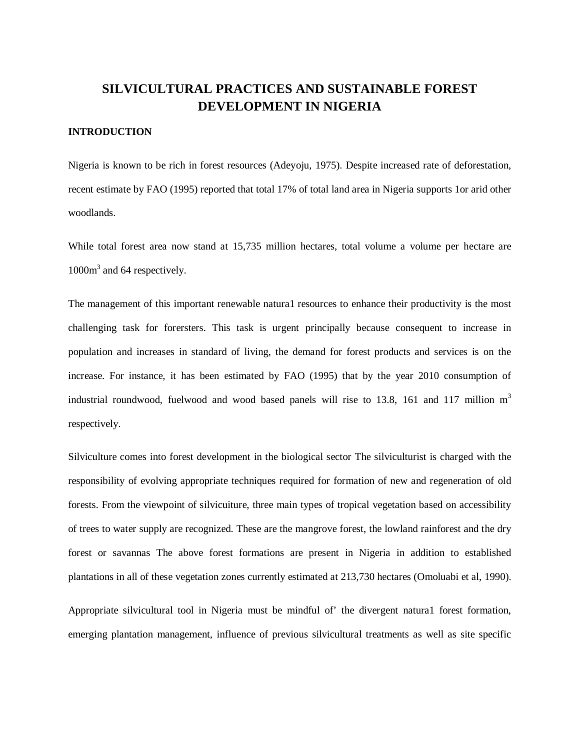# SILVICULTURAL PRACTICES AND SUSTAINABLE FOREST DEVELOPMENT IN NIGERIA

## INTRODUCTION

Nigeria is known to be rich in forest resources (Adeyoju, 1975). Despite increased rate of deforestation, recent estimate by FAO (1995) reported that total 17% of total land area in Nigeria supports 1or arid other woodlands.

While total forest area now stand at 15,735 million hectares, total volume a volume per hectare are $1000m^3$ and 64 respectively.

The management of this important renewable natura1 resources to enhance their productivity is the most challenging task for forersters. This task is urgent principally because consequent to increase in population and increases in standard of living, the demand for forest products and services is on the increase. For instance, it has been estimated by FAO (1995) that by the year 2010 consumption of industrial roundwood, fuelwood and wood based panels will rise to 13.8, 161 and 117 million $m^3$ respectively.

Silviculture comes into forest development in the biological sector The silviculturist is charged with the responsibility of evolving appropriate techniques required for formation of new and regeneration of old forests. From the viewpoint of silvicuiture, three main types of tropical vegetation based on accessibility of trees to water supply are recognized. These are the mangrove forest, the lowland rainforest and the dry forest or savannas The above forest formations are present in Nigeria in addition to established plantations in all of these vegetation zones currently estimated at 213,730 hectares (Omoluabi et al, 1990).

Appropriate silvicultural tool in Nigeria must be mindful of' the divergent natura1 forest formation, emerging plantation management, influence of previous silvicultural treatments as well as site specific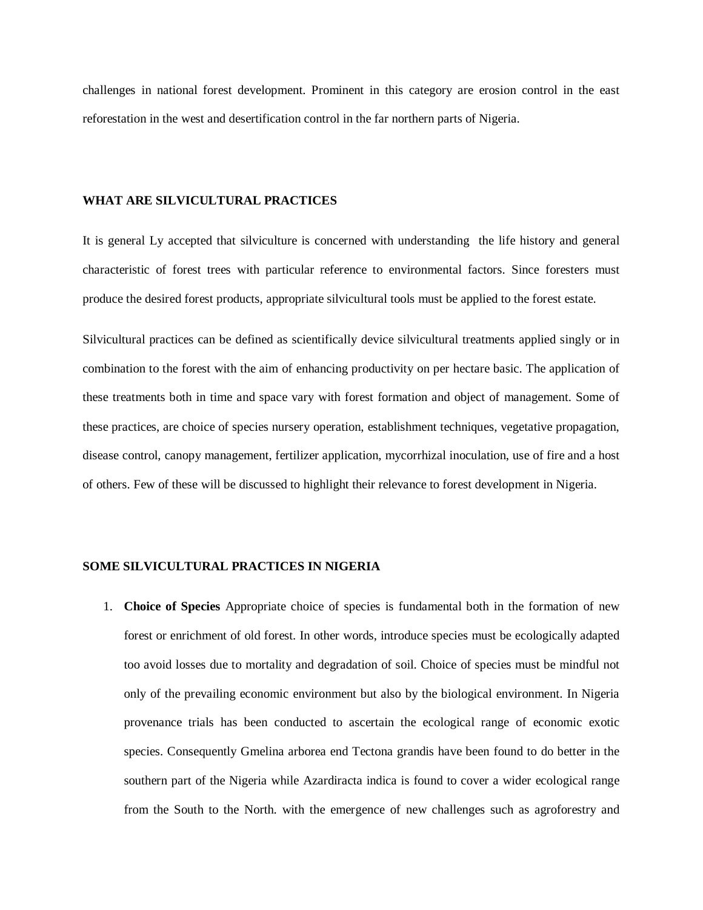challenges in national forest development. Prominent in this category are erosion control in the east reforestation in the west and desertification control in the far northern parts of Nigeria.

## WHAT ARE SILVICULTURAL PRACTICES

It is general Ly accepted that silviculture is concerned with understanding the life history and general characteristic of forest trees with particular reference to environmental factors. Since foresters must produce the desired forest products, appropriate silvicultural tools must be applied to the forest estate.

Silvicultural practices can be defined as scientifically device silvicultural treatments applied singly or in combination to the forest with the aim of enhancing productivity on per hectare basic. The application of these treatments both in time and space vary with forest formation and object of management. Some of these practices, are choice of species nursery operation, establishment techniques, vegetative propagation, disease control, canopy management, fertilizer application, mycorrhizal inoculation, use of fire and a host of others. Few of these will be discussed to highlight their relevance to forest development in Nigeria.

## SOME SILVICULTURAL PRACTICES IN NIGERIA

1. **Choice of Species** Appropriate choice of species is fundamental both in the formation of new forest or enrichment of old forest. In other words, introduce species must be ecologically adapted too avoid losses due to mortality and degradation of soil. Choice of species must be mindful not only of the prevailing economic environment but also by the biological environment. In Nigeria provenance trials has been conducted to ascertain the ecological range of economic exotic species. Consequently Gmelina arborea end Tectona grandis have been found to do better in the southern part of the Nigeria while Azardiracta indica is found to cover a wider ecological range from the South to the North. with the emergence of new challenges such as agroforestry and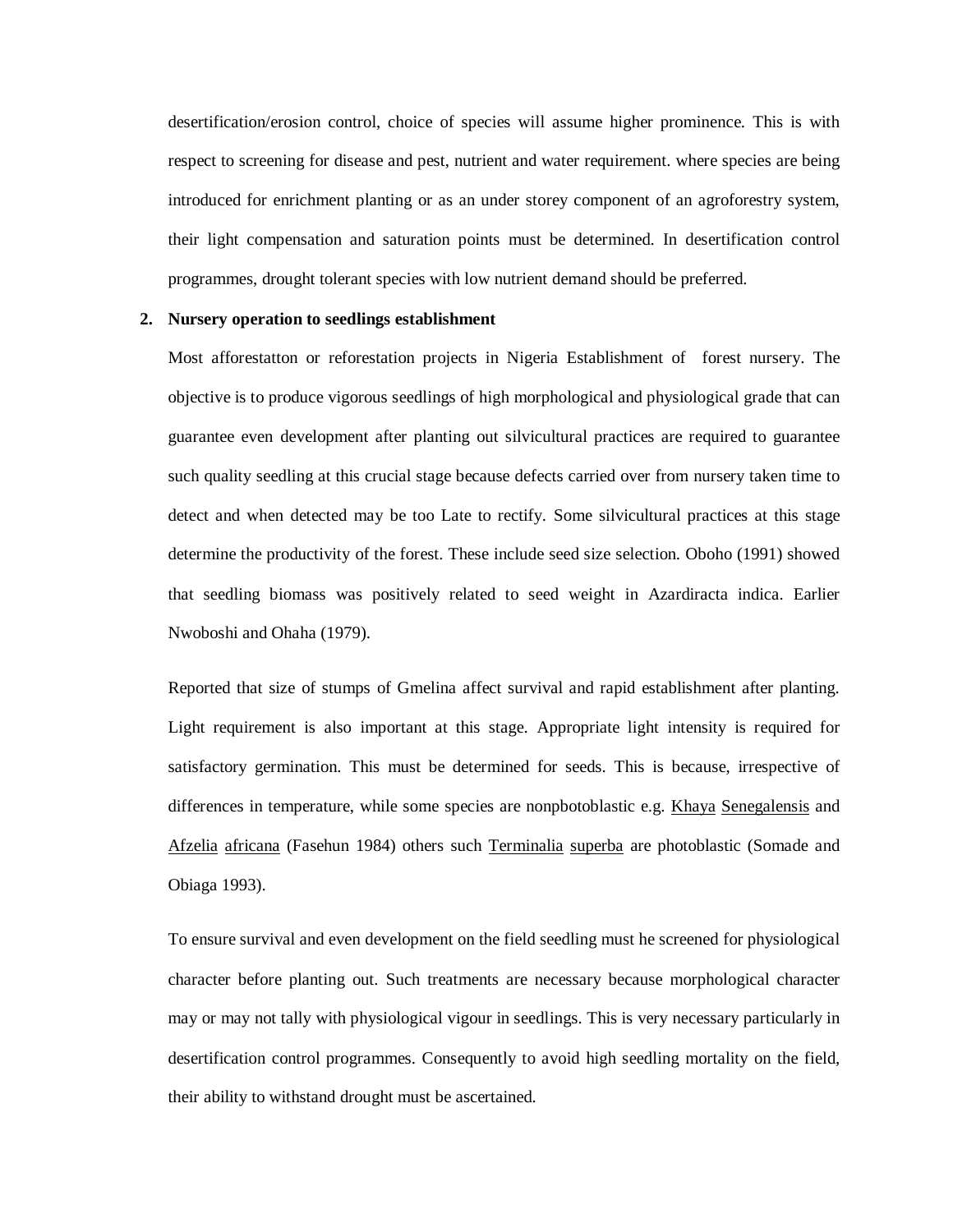desertification/erosion control, choice of species will assume higher prominence. This is with respect to screening for disease and pest, nutrient and water requirement. where species are being introduced for enrichment planting or as an under storey component of an agroforestry system, their light compensation and saturation points must be determined. In desertification control programmes, drought tolerant species with low nutrient demand should be preferred.

**2. Nursery operation to seedlings establishment**

Most afforestatton or reforestation projects in Nigeria Establishment of forest nursery. The objective is to produce vigorous seedlings of high morphological and physiological grade that can guarantee even development after planting out silvicultural practices are required to guarantee such quality seedling at this crucial stage because defects carried over from nursery taken time to detect and when detected may be too Late to rectify. Some silvicultural practices at this stage determine the productivity of the forest. These include seed size selection. Oboho (1991) showed that seedling biomass was positively related to seed weight in Azardiracta indica. Earlier Nwoboshi and Ohaha (1979).

Reported that size of stumps of Gmelina affect survival and rapid establishment after planting. Light requirement is also important at this stage. Appropriate light intensity is required for satisfactory germination. This must be determined for seeds. This is because, irrespective of differences in temperature, while some species are nonpbotoblastic e.g. Khaya Senegalensis and Afzelia africana (Fasehun 1984) others such Terminalia superba are photoblastic (Somade and Obiaga 1993).

To ensure survival and even development on the field seedling must he screened for physiological character before planting out. Such treatments are necessary because morphological character may or may not tally with physiological vigour in seedlings. This is very necessary particularly in desertification control programmes. Consequently to avoid high seedling mortality on the field, their ability to withstand drought must be ascertained.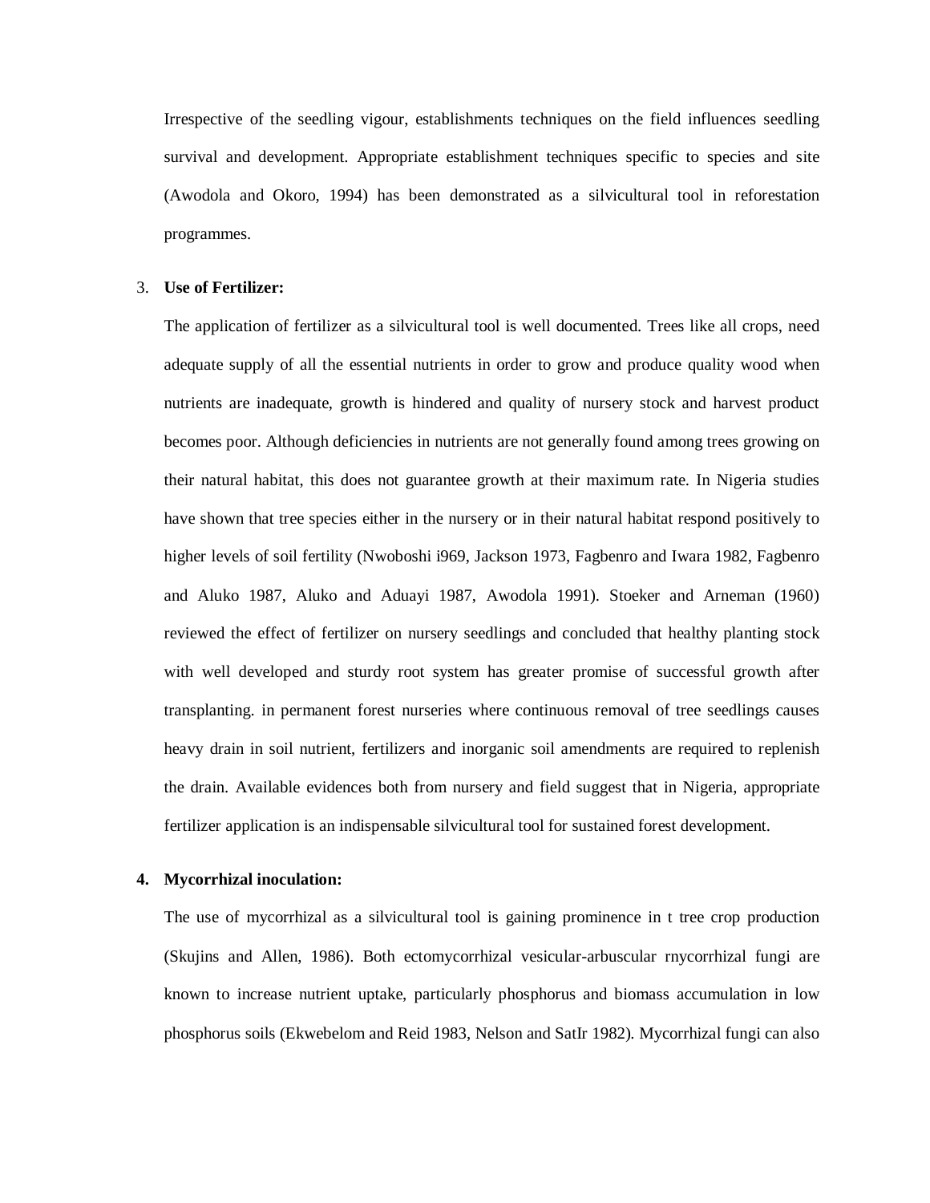Irrespective of the seedling vigour, establishments techniques on the field influences seedling survival and development. Appropriate establishment techniques specific to species and site (Awodola and Okoro, 1994) has been demonstrated as a silvicultural tool in reforestation programmes.

3. **Use of Fertilizer:**

   The application of fertilizer as a silvicultural tool is well documented. Trees like all crops, need adequate supply of all the essential nutrients in order to grow and produce quality wood when nutrients are inadequate, growth is hindered and quality of nursery stock and harvest product becomes poor. Although deficiencies in nutrients are not generally found among trees growing on their natural habitat, this does not guarantee growth at their maximum rate. In Nigeria studies have shown that tree species either in the nursery or in their natural habitat respond positively to higher levels of soil fertility (Nwoboshi i969, Jackson 1973, Fagbenro and Iwara 1982, Fagbenro and Aluko 1987, Aluko and Aduayi 1987, Awodola 1991). Stoeker and Arneman (1960) reviewed the effect of fertilizer on nursery seedlings and concluded that healthy planting stock with well developed and sturdy root system has greater promise of successful growth after transplanting. in permanent forest nurseries where continuous removal of tree seedlings causes heavy drain in soil nutrient, fertilizers and inorganic soil amendments are required to replenish the drain. Available evidences both from nursery and field suggest that in Nigeria, appropriate fertilizer application is an indispensable silvicultural tool for sustained forest development.

4. **Mycorrhizal inoculation:**

   The use of mycorrhizal as a silvicultural tool is gaining prominence in t tree crop production (Skujins and Allen, 1986). Both ectomycorrhizal vesicular-arbuscular rnycorrhizal fungi are known to increase nutrient uptake, particularly phosphorus and biomass accumulation in low phosphorus soils (Ekwebelom and Reid 1983, Nelson and SatIr 1982). Mycorrhizal fungi can also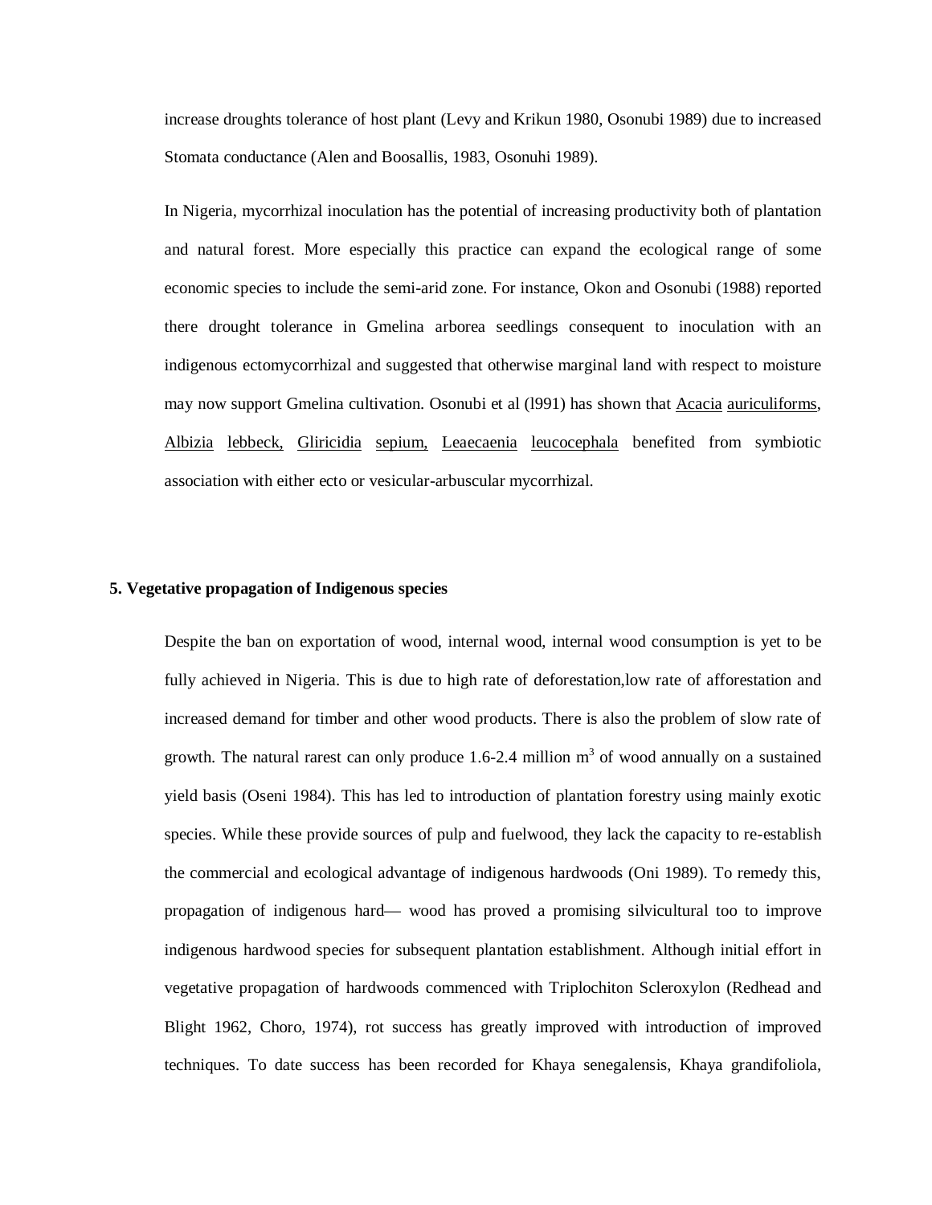increase droughts tolerance of host plant (Levy and Krikun 1980, Osonubi 1989) due to increased Stomata conductance (Alen and Boosallis, 1983, Osonuhi 1989).

In Nigeria, mycorrhizal inoculation has the potential of increasing productivity both of plantation and natural forest. More especially this practice can expand the ecological range of some economic species to include the semi-arid zone. For instance, Okon and Osonubi (1988) reported there drought tolerance in Gmelina arborea seedlings consequent to inoculation with an indigenous ectomycorrhizal and suggested that otherwise marginal land with respect to moisture may now support Gmelina cultivation. Osonubi et al (l991) has shown that Acacia auriculiforms, Albizia lebbeck, Gliricidia sepium, Leaecaenia leucocephala benefited from symbiotic association with either ecto or vesicular-arbuscular mycorrhizal.

**5. Vegetative propagation of Indigenous species**

Despite the ban on exportation of wood, internal wood, internal wood consumption is yet to be fully achieved in Nigeria. This is due to high rate of deforestation,low rate of afforestation and increased demand for timber and other wood products. There is also the problem of slow rate of growth. The natural rarest can only produce 1.6-2.4 million $m^3$ of wood annually on a sustained yield basis (Oseni 1984). This has led to introduction of plantation forestry using mainly exotic species. While these provide sources of pulp and fuelwood, they lack the capacity to re-establish the commercial and ecological advantage of indigenous hardwoods (Oni 1989). To remedy this, propagation of indigenous hard— wood has proved a promising silvicultural too to improve indigenous hardwood species for subsequent plantation establishment. Although initial effort in vegetative propagation of hardwoods commenced with Triplochiton Scleroxylon (Redhead and Blight 1962, Choro, 1974), rot success has greatly improved with introduction of improved techniques. To date success has been recorded for Khaya senegalensis, Khaya grandifoliola,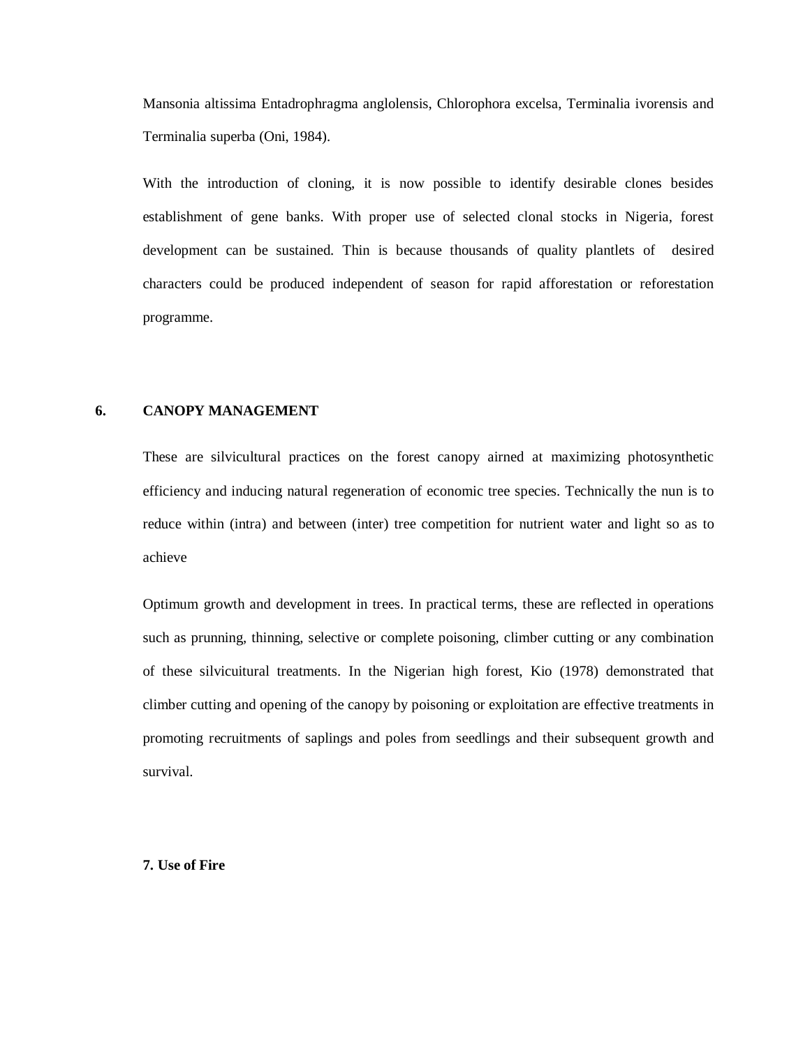Mansonia altissima Entadrophragma anglolensis, Chlorophora excelsa, Terminalia ivorensis and Terminalia superba (Oni, 1984).

With the introduction of cloning, it is now possible to identify desirable clones besides establishment of gene banks. With proper use of selected clonal stocks in Nigeria, forest development can be sustained. Thin is because thousands of quality plantlets of desired characters could be produced independent of season for rapid afforestation or reforestation programme.

## 6. CANOPY MANAGEMENT

These are silvicultural practices on the forest canopy airned at maximizing photosynthetic efficiency and inducing natural regeneration of economic tree species. Technically the nun is to reduce within (intra) and between (inter) tree competition for nutrient water and light so as to achieve

Optimum growth and development in trees. In practical terms, these are reflected in operations such as prunning, thinning, selective or complete poisoning, climber cutting or any combination of these silvicuitural treatments. In the Nigerian high forest, Kio (1978) demonstrated that climber cutting and opening of the canopy by poisoning or exploitation are effective treatments in promoting recruitments of saplings and poles from seedlings and their subsequent growth and survival.

## 7. Use of Fire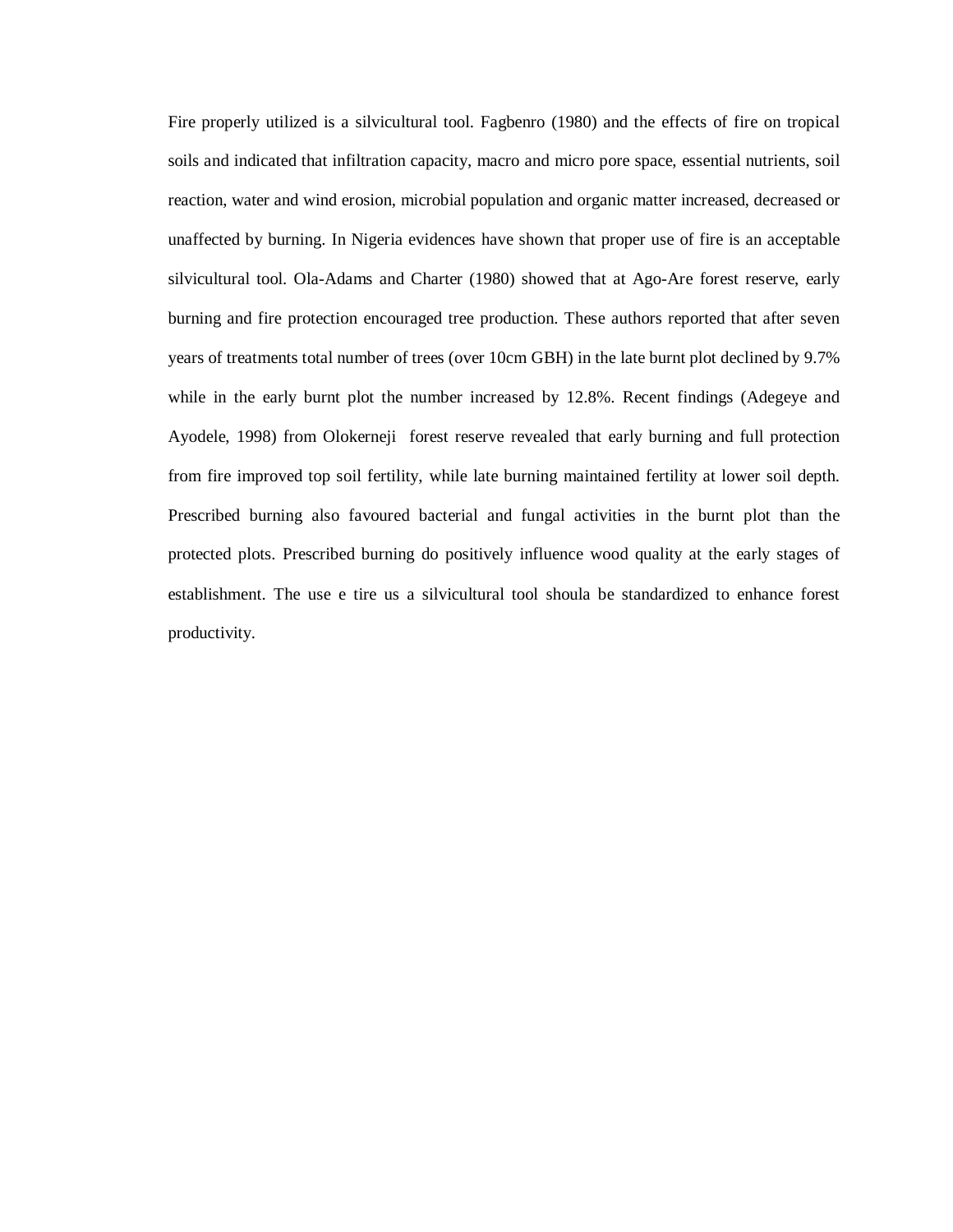Fire properly utilized is a silvicultural tool. Fagbenro (1980) and the effects of fire on tropical soils and indicated that infiltration capacity, macro and micro pore space, essential nutrients, soil reaction, water and wind erosion, microbial population and organic matter increased, decreased or unaffected by burning. In Nigeria evidences have shown that proper use of fire is an acceptable silvicultural tool. Ola-Adams and Charter (1980) showed that at Ago-Are forest reserve, early burning and fire protection encouraged tree production. These authors reported that after seven years of treatments total number of trees (over 10cm GBH) in the late burnt plot declined by 9.7% while in the early burnt plot the number increased by 12.8%. Recent findings (Adegeye and Ayodele, 1998) from Olokerneji forest reserve revealed that early burning and full protection from fire improved top soil fertility, while late burning maintained fertility at lower soil depth. Prescribed burning also favoured bacterial and fungal activities in the burnt plot than the protected plots. Prescribed burning do positively influence wood quality at the early stages of establishment. The use e tire us a silvicultural tool shoula be standardized to enhance forest productivity.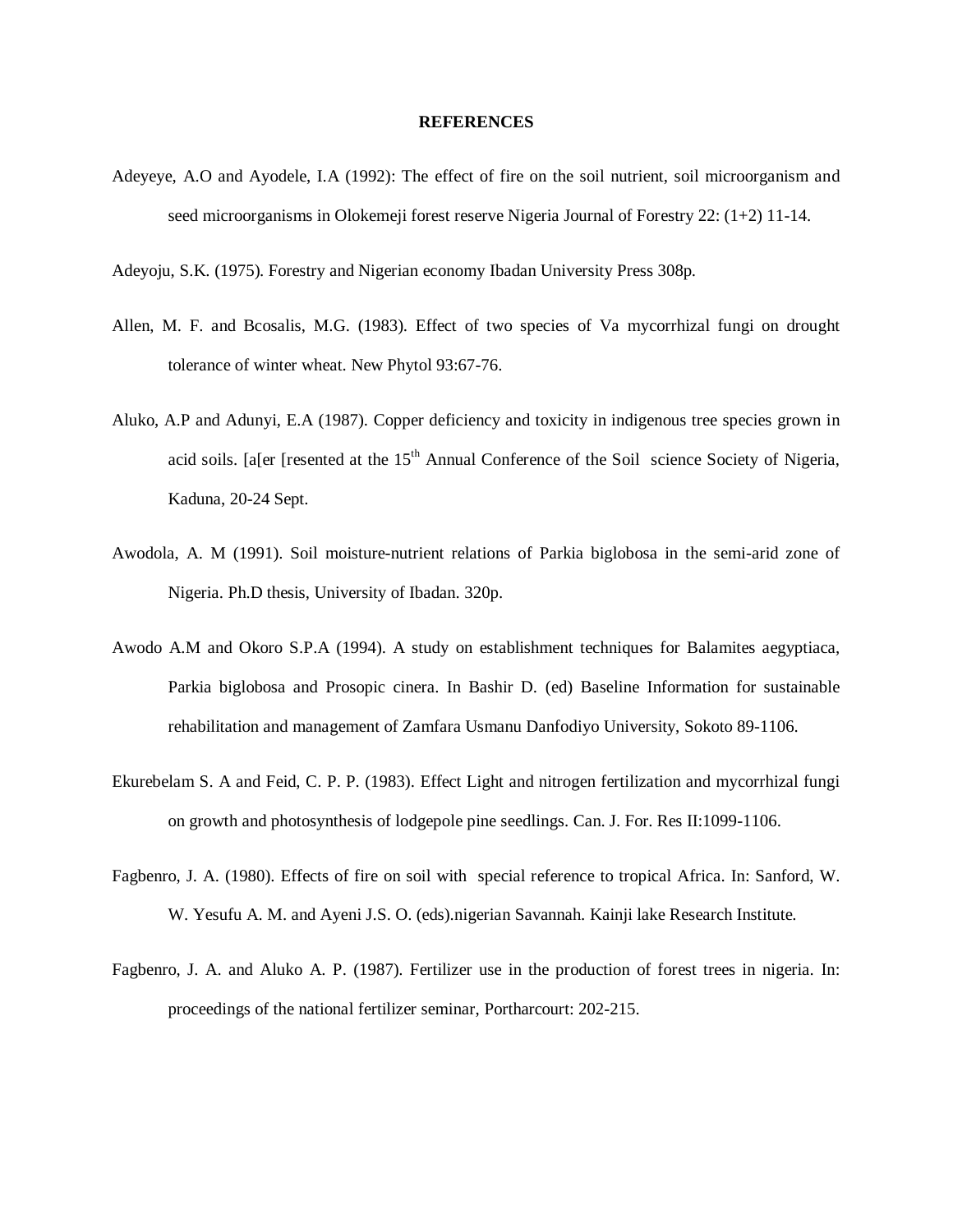# REFERENCES

Adeyeye, A.O and Ayodele, I.A (1992): The effect of fire on the soil nutrient, soil microorganism and seed microorganisms in Olokemeji forest reserve Nigeria Journal of Forestry 22: (1+2) 11-14.

Adeyoju, S.K. (1975). Forestry and Nigerian economy Ibadan University Press 308p.

Allen, M. F. and Bcosalis, M.G. (1983). Effect of two species of Va mycorrhizal fungi on drought tolerance of winter wheat. New Phytol 93:67-76.

Aluko, A.P and Adunyi, E.A (1987). Copper deficiency and toxicity in indigenous tree species grown in acid soils. [a[er [resented at the 15th Annual Conference of the Soil science Society of Nigeria, Kaduna, 20-24 Sept.

Awodola, A. M (1991). Soil moisture-nutrient relations of Parkia biglobosa in the semi-arid zone of Nigeria. Ph.D thesis, University of Ibadan. 320p.

Awodo A.M and Okoro S.P.A (1994). A study on establishment techniques for Balamites aegyptiaca, Parkia biglobosa and Prosopic cinera. In Bashir D. (ed) Baseline Information for sustainable rehabilitation and management of Zamfara Usmanu Danfodiyo University, Sokoto 89-1106.

Ekurebelam S. A and Feid, C. P. P. (1983). Effect Light and nitrogen fertilization and mycorrhizal fungi on growth and photosynthesis of lodgepole pine seedlings. Can. J. For. Res II:1099-1106.

Fagbenro, J. A. (1980). Effects of fire on soil with special reference to tropical Africa. In: Sanford, W. W. Yesufu A. M. and Ayeni J.S. O. (eds).nigerian Savannah. Kainji lake Research Institute.

Fagbenro, J. A. and Aluko A. P. (1987). Fertilizer use in the production of forest trees in nigeria. In: proceedings of the national fertilizer seminar, Portharcourt: 202-215.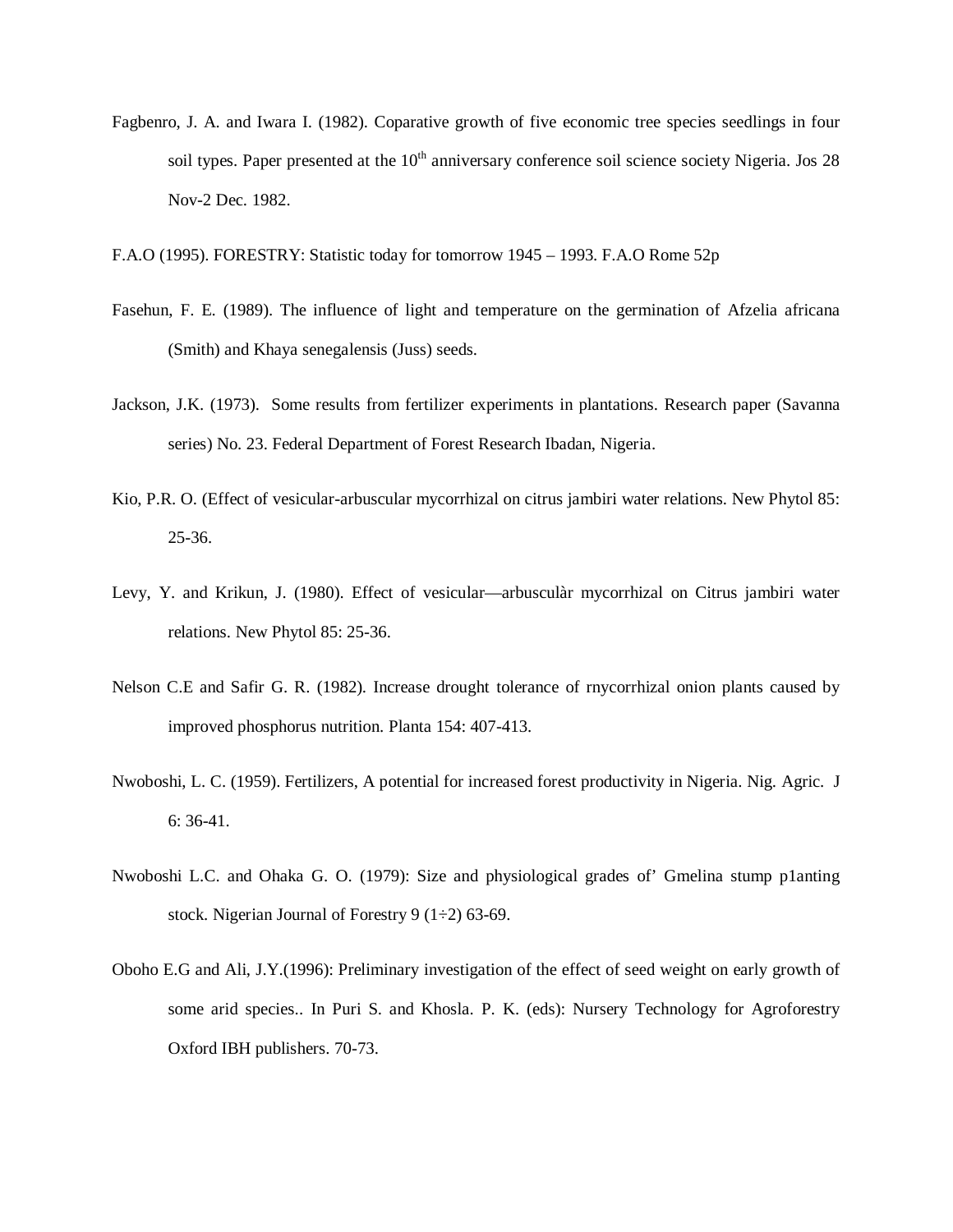Fagbenro, J. A. and Iwara I. (1982). Coparative growth of five economic tree species seedlings in four soil types. Paper presented at the 10th anniversary conference soil science society Nigeria. Jos 28 Nov-2 Dec. 1982.

F.A.O (1995). FORESTRY: Statistic today for tomorrow 1945 – 1993. F.A.O Rome 52p

Fasehun, F. E. (1989). The influence of light and temperature on the germination of Afzelia africana (Smith) and Khaya senegalensis (Juss) seeds.

Jackson, J.K. (1973). Some results from fertilizer experiments in plantations. Research paper (Savanna series) No. 23. Federal Department of Forest Research Ibadan, Nigeria.

Kio, P.R. O. (Effect of vesicular-arbuscular mycorrhizal on citrus jambiri water relations. New Phytol 85: 25-36.

Levy, Y. and Krikun, J. (1980). Effect of vesicular—arbusculàr mycorrhizal on Citrus jambiri water relations. New Phytol 85: 25-36.

Nelson C.E and Safir G. R. (1982). Increase drought tolerance of rnycorrhizal onion plants caused by improved phosphorus nutrition. Planta 154: 407-413.

Nwoboshi, L. C. (1959). Fertilizers, A potential for increased forest productivity in Nigeria. Nig. Agric. J 6: 36-41.

Nwoboshi L.C. and Ohaka G. O. (1979): Size and physiological grades of' Gmelina stump p1anting stock. Nigerian Journal of Forestry 9 (1÷2) 63-69.

Oboho E.G and Ali, J.Y.(1996): Preliminary investigation of the effect of seed weight on early growth of some arid species.. In Puri S. and Khosla. P. K. (eds): Nursery Technology for Agroforestry Oxford IBH publishers. 70-73.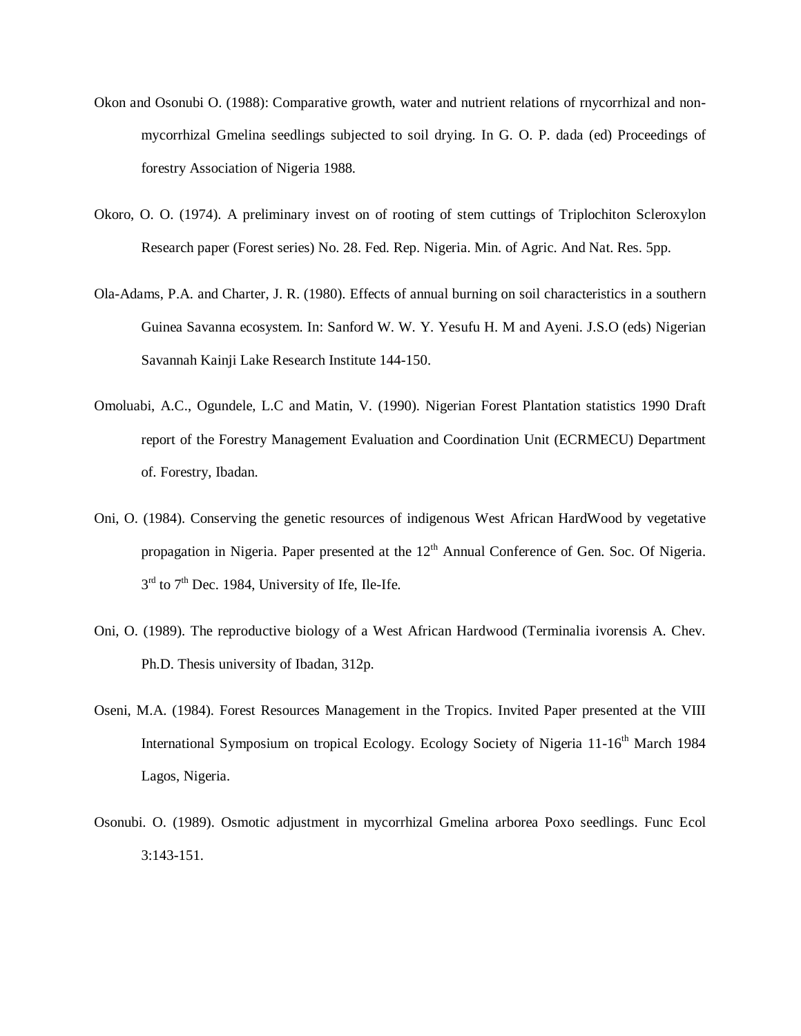Okon and Osonubi O. (1988): Comparative growth, water and nutrient relations of rnycorrhizal and non-mycorrhizal Gmelina seedlings subjected to soil drying. In G. O. P. dada (ed) Proceedings of forestry Association of Nigeria 1988.

Okoro, O. O. (1974). A preliminary invest on of rooting of stem cuttings of Triplochiton Scleroxylon Research paper (Forest series) No. 28. Fed. Rep. Nigeria. Min. of Agric. And Nat. Res. 5pp.

Ola-Adams, P.A. and Charter, J. R. (1980). Effects of annual burning on soil characteristics in a southern Guinea Savanna ecosystem. In: Sanford W. W. Y. Yesufu H. M and Ayeni. J.S.O (eds) Nigerian Savannah Kainji Lake Research Institute 144-150.

Omoluabi, A.C., Ogundele, L.C and Matin, V. (1990). Nigerian Forest Plantation statistics 1990 Draft report of the Forestry Management Evaluation and Coordination Unit (ECRMECU) Department of. Forestry, Ibadan.

Oni, O. (1984). Conserving the genetic resources of indigenous West African HardWood by vegetative propagation in Nigeria. Paper presented at the 12th Annual Conference of Gen. Soc. Of Nigeria. 3rd to 7th Dec. 1984, University of Ife, Ile-Ife.

Oni, O. (1989). The reproductive biology of a West African Hardwood (Terminalia ivorensis A. Chev. Ph.D. Thesis university of Ibadan, 312p.

Oseni, M.A. (1984). Forest Resources Management in the Tropics. Invited Paper presented at the VIII International Symposium on tropical Ecology. Ecology Society of Nigeria 11-16th March 1984 Lagos, Nigeria.

Osonubi. O. (1989). Osmotic adjustment in mycorrhizal Gmelina arborea Poxo seedlings. Func Ecol 3:143-151.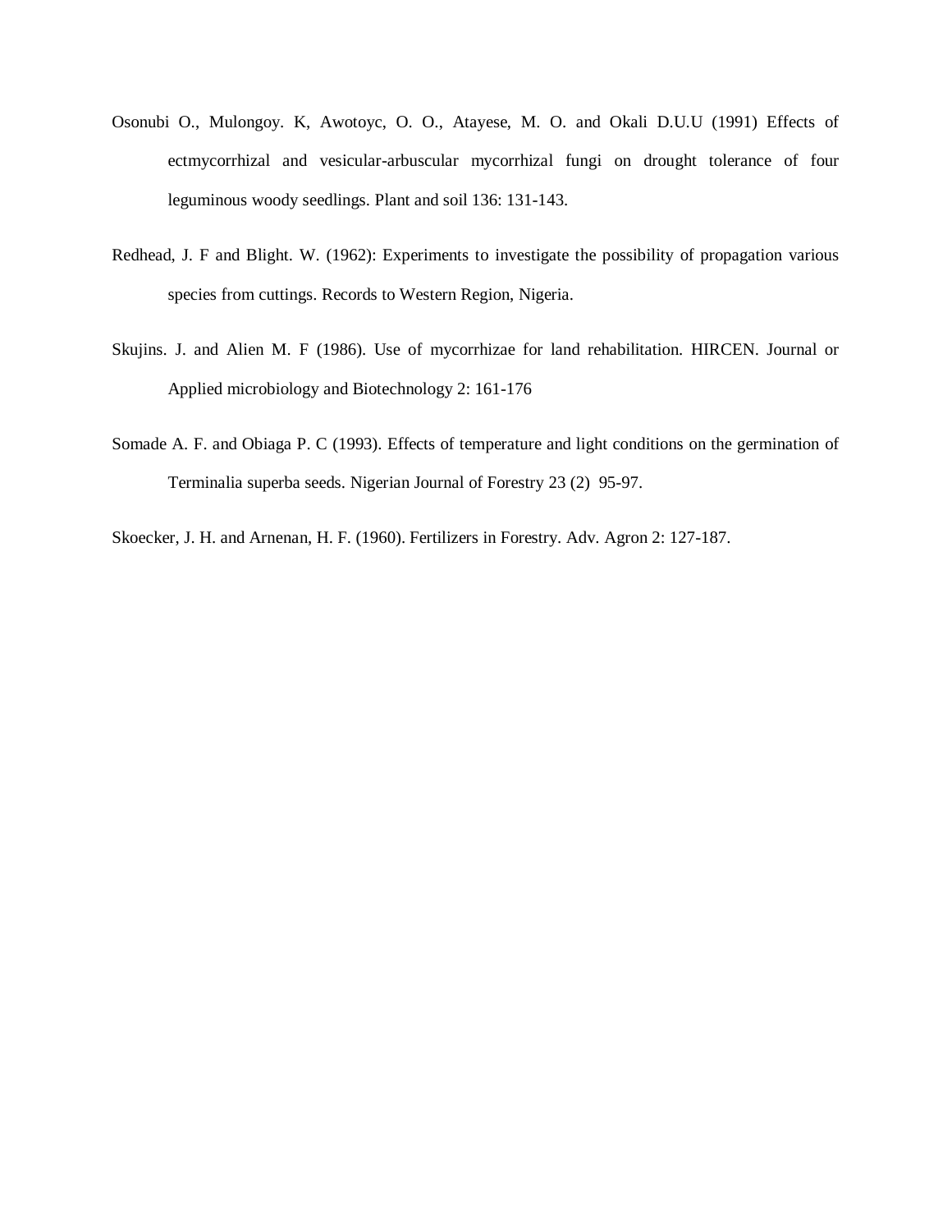Osonubi O., Mulongoy. K, Awotoyc, O. O., Atayese, M. O. and Okali D.U.U (1991) Effects of ectmycorrhizal and vesicular-arbuscular mycorrhizal fungi on drought tolerance of four leguminous woody seedlings. Plant and soil 136: 131-143.

Redhead, J. F and Blight. W. (1962): Experiments to investigate the possibility of propagation various species from cuttings. Records to Western Region, Nigeria.

Skujins. J. and Alien M. F (1986). Use of mycorrhizae for land rehabilitation. HIRCEN. Journal or Applied microbiology and Biotechnology 2: 161-176

Somade A. F. and Obiaga P. C (1993). Effects of temperature and light conditions on the germination of Terminalia superba seeds. Nigerian Journal of Forestry 23 (2) 95-97.

Skoecker, J. H. and Arnenan, H. F. (1960). Fertilizers in Forestry. Adv. Agron 2: 127-187.